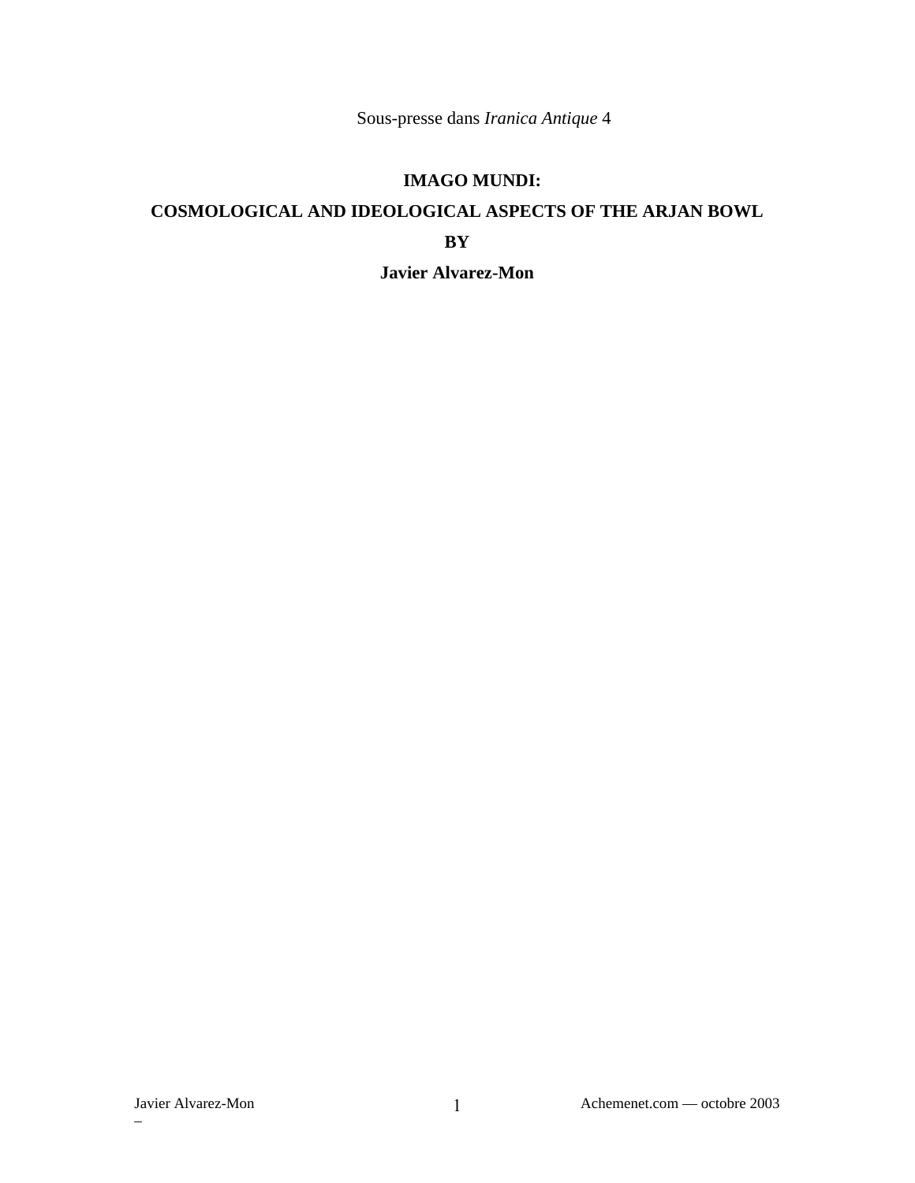Sous-presse dans *Iranica Antique* 4

# IMAGO MUNDI:

# COSMOLOGICAL AND IDEOLOGICAL ASPECTS OF THE ARJAN BOWL

**BY**

**Javier Alvarez-Mon**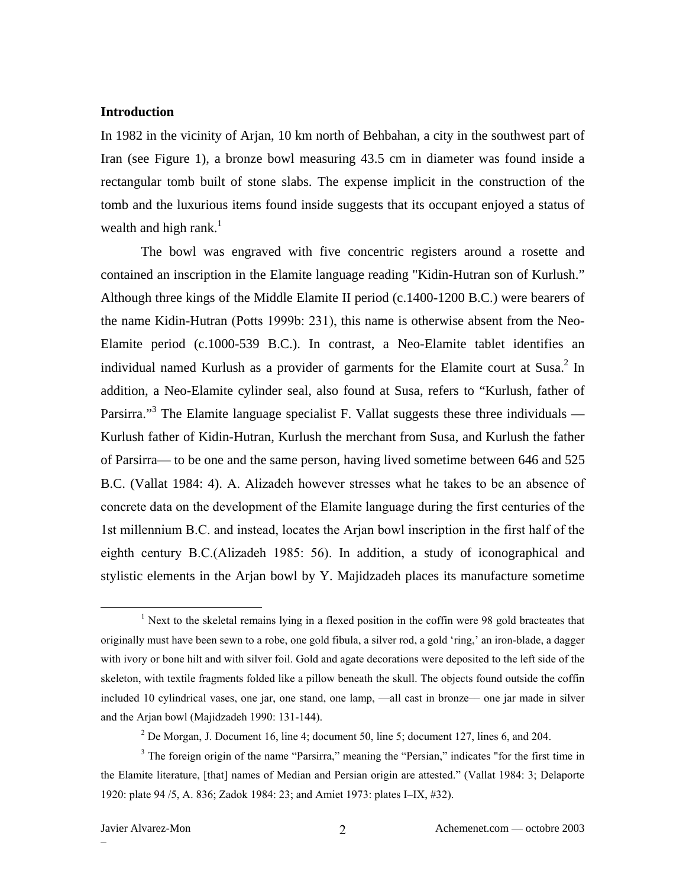## Introduction

In 1982 in the vicinity of Arjan, 10 km north of Behbahan, a city in the southwest part of Iran (see Figure 1), a bronze bowl measuring 43.5 cm in diameter was found inside a rectangular tomb built of stone slabs. The expense implicit in the construction of the tomb and the luxurious items found inside suggests that its occupant enjoyed a status of wealth and high rank.[1]

The bowl was engraved with five concentric registers around a rosette and contained an inscription in the Elamite language reading "Kidin-Hutran son of Kurlush." Although three kings of the Middle Elamite II period (c.1400-1200 B.C.) were bearers of the name Kidin-Hutran (Potts 1999b: 231), this name is otherwise absent from the Neo-Elamite period (c.1000-539 B.C.). In contrast, a Neo-Elamite tablet identifies an individual named Kurlush as a provider of garments for the Elamite court at Susa.[2] In addition, a Neo-Elamite cylinder seal, also found at Susa, refers to "Kurlush, father of Parsirra."[3] The Elamite language specialist F. Vallat suggests these three individuals — Kurlush father of Kidin-Hutran, Kurlush the merchant from Susa, and Kurlush the father of Parsirra— to be one and the same person, having lived sometime between 646 and 525 B.C. (Vallat 1984: 4). A. Alizadeh however stresses what he takes to be an absence of concrete data on the development of the Elamite language during the first centuries of the 1st millennium B.C. and instead, locates the Arjan bowl inscription in the first half of the eighth century B.C.(Alizadeh 1985: 56). In addition, a study of iconographical and stylistic elements in the Arjan bowl by Y. Majidzadeh places its manufacture sometime

[1] Next to the skeletal remains lying in a flexed position in the coffin were 98 gold bracteates that originally must have been sewn to a robe, one gold fibula, a silver rod, a gold 'ring,' an iron-blade, a dagger with ivory or bone hilt and with silver foil. Gold and agate decorations were deposited to the left side of the skeleton, with textile fragments folded like a pillow beneath the skull. The objects found outside the coffin included 10 cylindrical vases, one jar, one stand, one lamp, —all cast in bronze— one jar made in silver and the Arjan bowl (Majidzadeh 1990: 131-144).

[2] De Morgan, J. Document 16, line 4; document 50, line 5; document 127, lines 6, and 204.

[3] The foreign origin of the name "Parsirra," meaning the "Persian," indicates "for the first time in the Elamite literature, [that] names of Median and Persian origin are attested." (Vallat 1984: 3; Delaporte 1920: plate 94 /5, A. 836; Zadok 1984: 23; and Amiet 1973: plates I–IX, #32).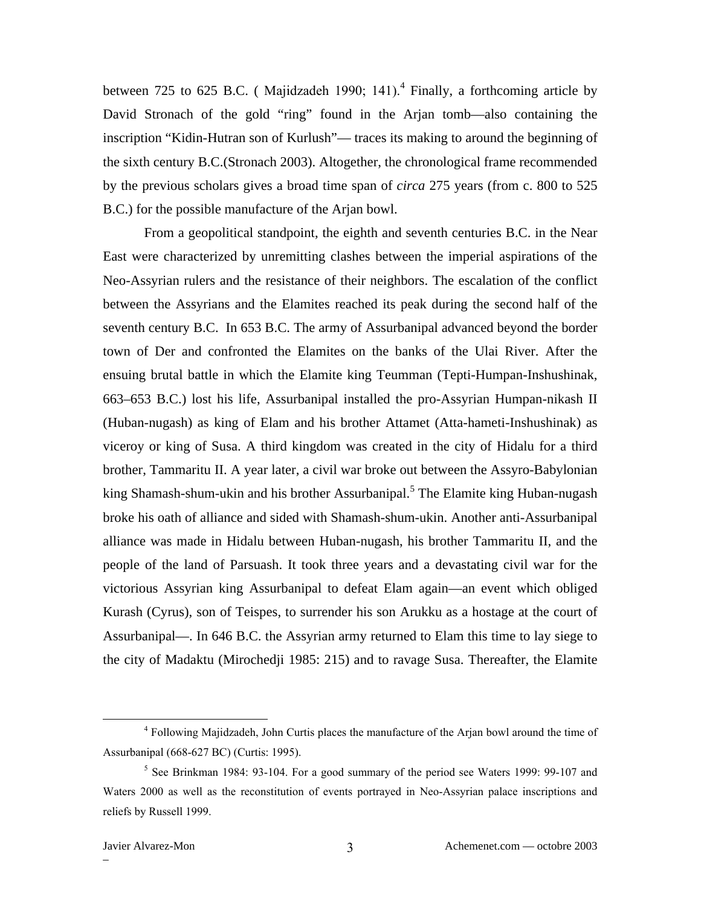between 725 to 625 B.C. ( Majidzadeh 1990; 141).[4] Finally, a forthcoming article by David Stronach of the gold "ring" found in the Arjan tomb—also containing the inscription "Kidin-Hutran son of Kurlush"— traces its making to around the beginning of the sixth century B.C.(Stronach 2003). Altogether, the chronological frame recommended by the previous scholars gives a broad time span of *circa* 275 years (from c. 800 to 525 B.C.) for the possible manufacture of the Arjan bowl.

From a geopolitical standpoint, the eighth and seventh centuries B.C. in the Near East were characterized by unremitting clashes between the imperial aspirations of the Neo-Assyrian rulers and the resistance of their neighbors. The escalation of the conflict between the Assyrians and the Elamites reached its peak during the second half of the seventh century B.C. In 653 B.C. The army of Assurbanipal advanced beyond the border town of Der and confronted the Elamites on the banks of the Ulai River. After the ensuing brutal battle in which the Elamite king Teumman (Tepti-Humpan-Inshushinak, 663–653 B.C.) lost his life, Assurbanipal installed the pro-Assyrian Humpan-nikash II (Huban-nugash) as king of Elam and his brother Attamet (Atta-hameti-Inshushinak) as viceroy or king of Susa. A third kingdom was created in the city of Hidalu for a third brother, Tammaritu II. A year later, a civil war broke out between the Assyro-Babylonian king Shamash-shum-ukin and his brother Assurbanipal.[5] The Elamite king Huban-nugash broke his oath of alliance and sided with Shamash-shum-ukin. Another anti-Assurbanipal alliance was made in Hidalu between Huban-nugash, his brother Tammaritu II, and the people of the land of Parsuash. It took three years and a devastating civil war for the victorious Assyrian king Assurbanipal to defeat Elam again—an event which obliged Kurash (Cyrus), son of Teispes, to surrender his son Arukku as a hostage at the court of Assurbanipal—. In 646 B.C. the Assyrian army returned to Elam this time to lay siege to the city of Madaktu (Mirochedji 1985: 215) and to ravage Susa. Thereafter, the Elamite

[4] Following Majidzadeh, John Curtis places the manufacture of the Arjan bowl around the time of Assurbanipal (668-627 BC) (Curtis: 1995).

[5] See Brinkman 1984: 93-104. For a good summary of the period see Waters 1999: 99-107 and Waters 2000 as well as the reconstitution of events portrayed in Neo-Assyrian palace inscriptions and reliefs by Russell 1999.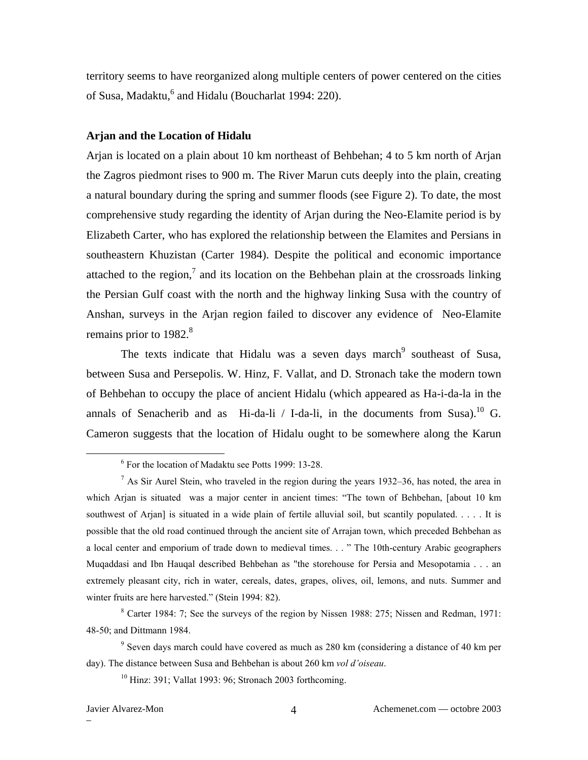territory seems to have reorganized along multiple centers of power centered on the cities of Susa, Madaktu,[6] and Hidalu (Boucharlat 1994: 220).

**Arjan and the Location of Hidalu**

Arjan is located on a plain about 10 km northeast of Behbehan; 4 to 5 km north of Arjan the Zagros piedmont rises to 900 m. The River Marun cuts deeply into the plain, creating a natural boundary during the spring and summer floods (see Figure 2). To date, the most comprehensive study regarding the identity of Arjan during the Neo-Elamite period is by Elizabeth Carter, who has explored the relationship between the Elamites and Persians in southeastern Khuzistan (Carter 1984). Despite the political and economic importance attached to the region,[7] and its location on the Behbehan plain at the crossroads linking the Persian Gulf coast with the north and the highway linking Susa with the country of Anshan, surveys in the Arjan region failed to discover any evidence of Neo-Elamite remains prior to 1982.[8]

The texts indicate that Hidalu was a seven days march[9] southeast of Susa, between Susa and Persepolis. W. Hinz, F. Vallat, and D. Stronach take the modern town of Behbehan to occupy the place of ancient Hidalu (which appeared as Ha-i-da-la in the annals of Senacherib and as Hi-da-li / I-da-li, in the documents from Susa).[10] G. Cameron suggests that the location of Hidalu ought to be somewhere along the Karun

---

[6] For the location of Madaktu see Potts 1999: 13-28.

[7] As Sir Aurel Stein, who traveled in the region during the years 1932–36, has noted, the area in which Arjan is situated was a major center in ancient times: "The town of Behbehan, [about 10 km southwest of Arjan] is situated in a wide plain of fertile alluvial soil, but scantily populated. . . . . It is possible that the old road continued through the ancient site of Arrajan town, which preceded Behbehan as a local center and emporium of trade down to medieval times. . . " The 10th-century Arabic geographers Muqaddasi and Ibn Hauqal described Behbehan as "the storehouse for Persia and Mesopotamia . . . an extremely pleasant city, rich in water, cereals, dates, grapes, olives, oil, lemons, and nuts. Summer and winter fruits are here harvested." (Stein 1994: 82).

[8] Carter 1984: 7; See the surveys of the region by Nissen 1988: 275; Nissen and Redman, 1971: 48-50; and Dittmann 1984.

[9] Seven days march could have covered as much as 280 km (considering a distance of 40 km per day). The distance between Susa and Behbehan is about 260 km *vol d'oiseau*.

[10] Hinz: 391; Vallat 1993: 96; Stronach 2003 forthcoming.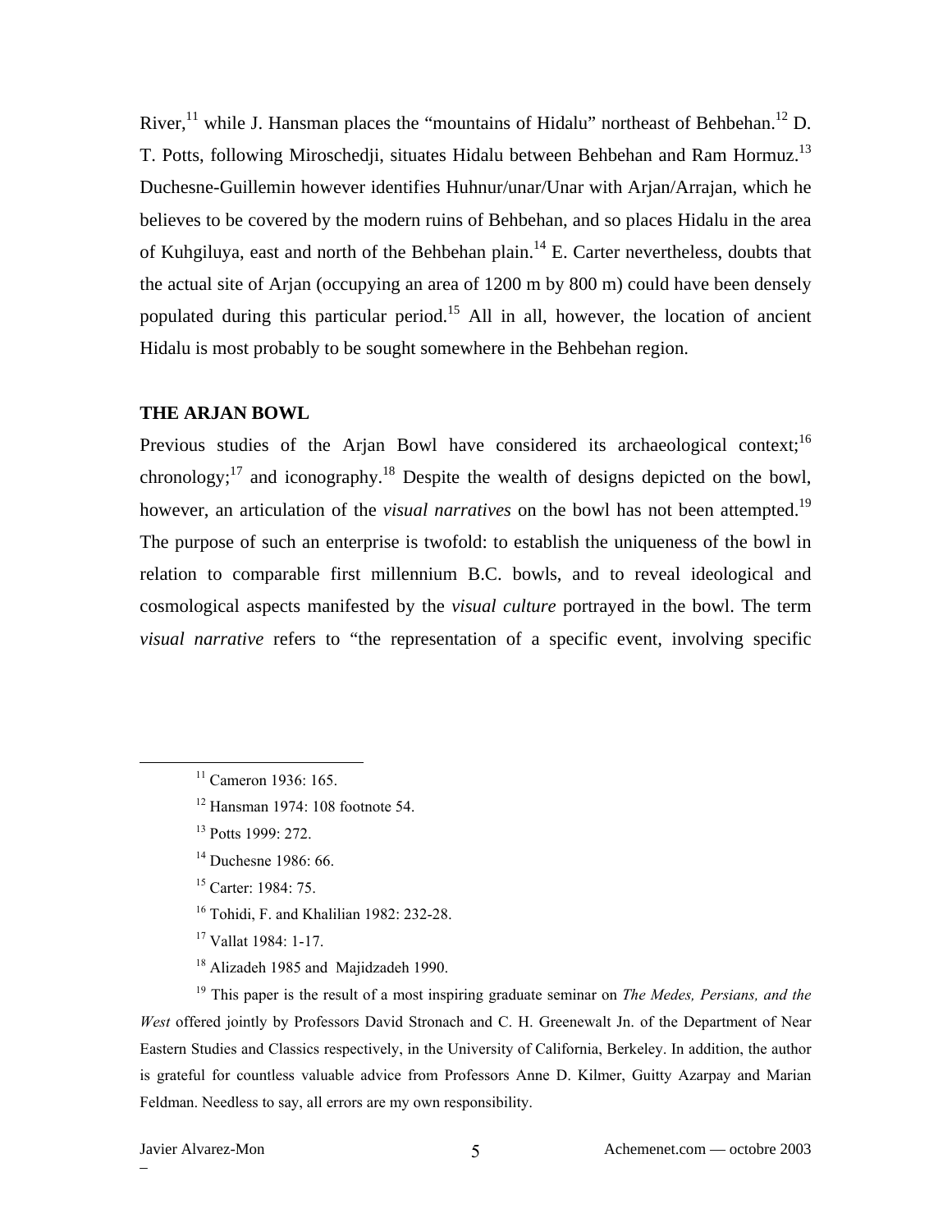River,[11] while J. Hansman places the "mountains of Hidalu" northeast of Behbehan.[12] D. T. Potts, following Miroschedji, situates Hidalu between Behbehan and Ram Hormuz.[13] Duchesne-Guillemin however identifies Huhnur/unar/Unar with Arjan/Arrajan, which he believes to be covered by the modern ruins of Behbehan, and so places Hidalu in the area of Kuhgiluya, east and north of the Behbehan plain.[14] E. Carter nevertheless, doubts that the actual site of Arjan (occupying an area of 1200 m by 800 m) could have been densely populated during this particular period.[15] All in all, however, the location of ancient Hidalu is most probably to be sought somewhere in the Behbehan region.

## THE ARJAN BOWL

Previous studies of the Arjan Bowl have considered its archaeological context;[16] chronology;[17] and iconography.[18] Despite the wealth of designs depicted on the bowl, however, an articulation of the *visual narratives* on the bowl has not been attempted.[19] The purpose of such an enterprise is twofold: to establish the uniqueness of the bowl in relation to comparable first millennium B.C. bowls, and to reveal ideological and cosmological aspects manifested by the *visual culture* portrayed in the bowl. The term *visual narrative* refers to "the representation of a specific event, involving specific

---

[11] Cameron 1936: 165.

[12] Hansman 1974: 108 footnote 54.

[13] Potts 1999: 272.

[14] Duchesne 1986: 66.

[15] Carter: 1984: 75.

[16] Tohidi, F. and Khalilian 1982: 232-28.

[17] Vallat 1984: 1-17.

[18] Alizadeh 1985 and Majidzadeh 1990.

[19] This paper is the result of a most inspiring graduate seminar on *The Medes, Persians, and the West* offered jointly by Professors David Stronach and C. H. Greenewalt Jn. of the Department of Near Eastern Studies and Classics respectively, in the University of California, Berkeley. In addition, the author is grateful for countless valuable advice from Professors Anne D. Kilmer, Guitty Azarpay and Marian Feldman. Needless to say, all errors are my own responsibility.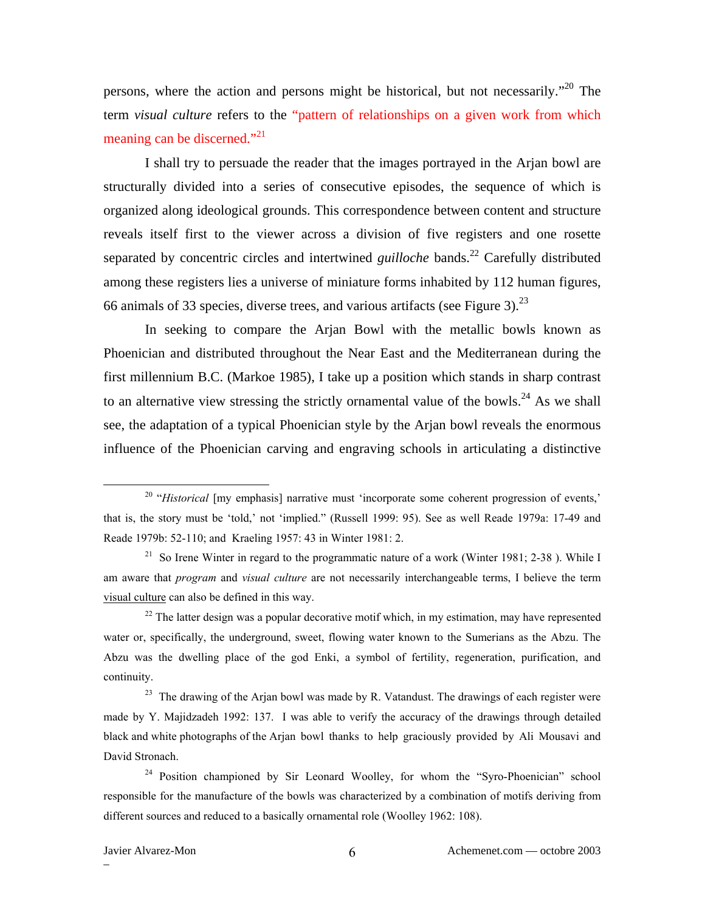persons, where the action and persons might be historical, but not necessarily."[20] The term *visual culture* refers to the "pattern of relationships on a given work from which meaning can be discerned."[21]

I shall try to persuade the reader that the images portrayed in the Arjan bowl are structurally divided into a series of consecutive episodes, the sequence of which is organized along ideological grounds. This correspondence between content and structure reveals itself first to the viewer across a division of five registers and one rosette separated by concentric circles and intertwined *guilloche* bands.[22] Carefully distributed among these registers lies a universe of miniature forms inhabited by 112 human figures, 66 animals of 33 species, diverse trees, and various artifacts (see Figure 3).[23]

In seeking to compare the Arjan Bowl with the metallic bowls known as Phoenician and distributed throughout the Near East and the Mediterranean during the first millennium B.C. (Markoe 1985), I take up a position which stands in sharp contrast to an alternative view stressing the strictly ornamental value of the bowls.[24] As we shall see, the adaptation of a typical Phoenician style by the Arjan bowl reveals the enormous influence of the Phoenician carving and engraving schools in articulating a distinctive

---

[20] "*Historical* [my emphasis] narrative must 'incorporate some coherent progression of events,' that is, the story must be 'told,' not 'implied." (Russell 1999: 95). See as well Reade 1979a: 17-49 and Reade 1979b: 52-110; and Kraeling 1957: 43 in Winter 1981: 2.

[21] So Irene Winter in regard to the programmatic nature of a work (Winter 1981; 2-38 ). While I am aware that *program* and *visual culture* are not necessarily interchangeable terms, I believe the term visual culture can also be defined in this way.

[22] The latter design was a popular decorative motif which, in my estimation, may have represented water or, specifically, the underground, sweet, flowing water known to the Sumerians as the Abzu. The Abzu was the dwelling place of the god Enki, a symbol of fertility, regeneration, purification, and continuity.

[23] The drawing of the Arjan bowl was made by R. Vatandust. The drawings of each register were made by Y. Majidzadeh 1992: 137. I was able to verify the accuracy of the drawings through detailed black and white photographs of the Arjan bowl thanks to help graciously provided by Ali Mousavi and David Stronach.

[24] Position championed by Sir Leonard Woolley, for whom the "Syro-Phoenician" school responsible for the manufacture of the bowls was characterized by a combination of motifs deriving from different sources and reduced to a basically ornamental role (Woolley 1962: 108).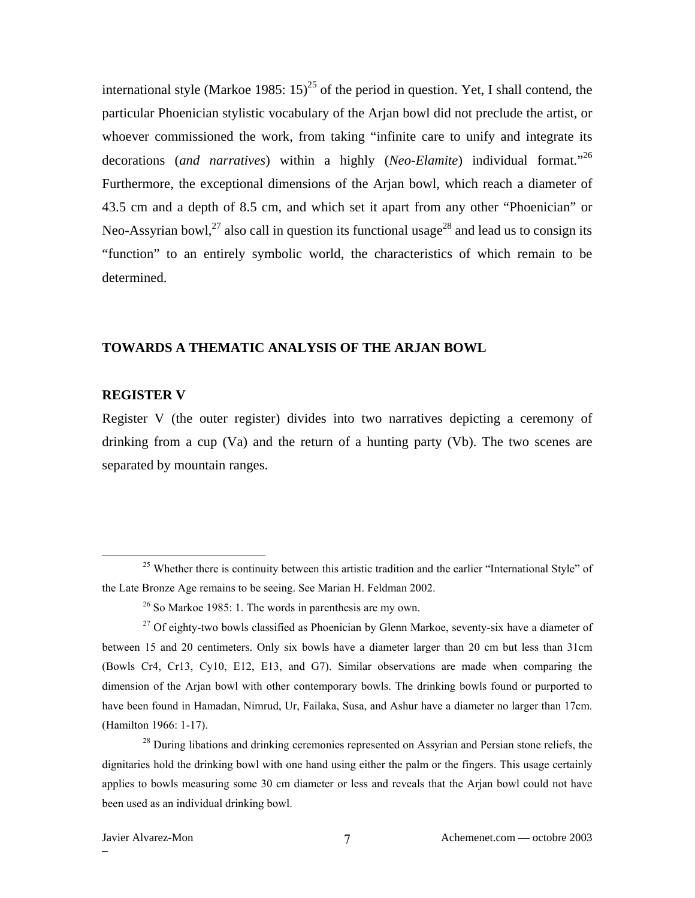international style (Markoe 1985: 15)[25] of the period in question. Yet, I shall contend, the particular Phoenician stylistic vocabulary of the Arjan bowl did not preclude the artist, or whoever commissioned the work, from taking "infinite care to unify and integrate its decorations (*and narratives*) within a highly (*Neo-Elamite*) individual format."[26] Furthermore, the exceptional dimensions of the Arjan bowl, which reach a diameter of 43.5 cm and a depth of 8.5 cm, and which set it apart from any other "Phoenician" or Neo-Assyrian bowl,[27] also call in question its functional usage[28] and lead us to consign its "function" to an entirely symbolic world, the characteristics of which remain to be determined.

## TOWARDS A THEMATIC ANALYSIS OF THE ARJAN BOWL

### REGISTER V

Register V (the outer register) divides into two narratives depicting a ceremony of drinking from a cup (Va) and the return of a hunting party (Vb). The two scenes are separated by mountain ranges.

---

[25] Whether there is continuity between this artistic tradition and the earlier "International Style" of the Late Bronze Age remains to be seeing. See Marian H. Feldman 2002.

[26] So Markoe 1985: 1. The words in parenthesis are my own.

[27] Of eighty-two bowls classified as Phoenician by Glenn Markoe, seventy-six have a diameter of between 15 and 20 centimeters. Only six bowls have a diameter larger than 20 cm but less than 31cm (Bowls Cr4, Cr13, Cy10, E12, E13, and G7). Similar observations are made when comparing the dimension of the Arjan bowl with other contemporary bowls. The drinking bowls found or purported to have been found in Hamadan, Nimrud, Ur, Failaka, Susa, and Ashur have a diameter no larger than 17cm. (Hamilton 1966: 1-17).

[28] During libations and drinking ceremonies represented on Assyrian and Persian stone reliefs, the dignitaries hold the drinking bowl with one hand using either the palm or the fingers. This usage certainly applies to bowls measuring some 30 cm diameter or less and reveals that the Arjan bowl could not have been used as an individual drinking bowl.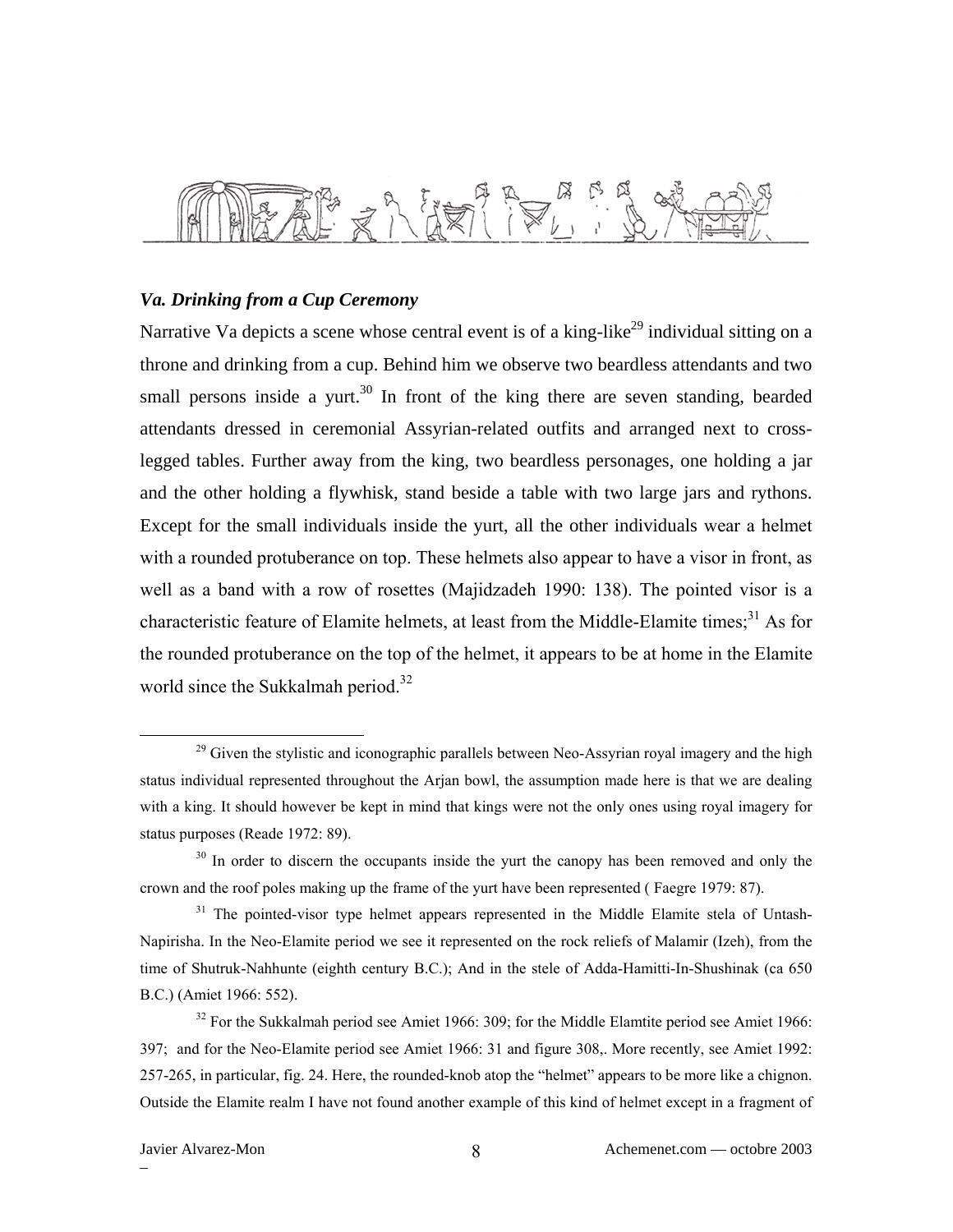### *Va. Drinking from a Cup Ceremony*

Narrative Va depicts a scene whose central event is of a king-like[29] individual sitting on a throne and drinking from a cup. Behind him we observe two beardless attendants and two small persons inside a yurt.[30] In front of the king there are seven standing, bearded attendants dressed in ceremonial Assyrian-related outfits and arranged next to cross-legged tables. Further away from the king, two beardless personages, one holding a jar and the other holding a flywhisk, stand beside a table with two large jars and rythons. Except for the small individuals inside the yurt, all the other individuals wear a helmet with a rounded protuberance on top. These helmets also appear to have a visor in front, as well as a band with a row of rosettes (Majidzadeh 1990: 138). The pointed visor is a characteristic feature of Elamite helmets, at least from the Middle-Elamite times;[31] As for the rounded protuberance on the top of the helmet, it appears to be at home in the Elamite world since the Sukkalmah period.[32]

---

[29] Given the stylistic and iconographic parallels between Neo-Assyrian royal imagery and the high status individual represented throughout the Arjan bowl, the assumption made here is that we are dealing with a king. It should however be kept in mind that kings were not the only ones using royal imagery for status purposes (Reade 1972: 89).

[30] In order to discern the occupants inside the yurt the canopy has been removed and only the crown and the roof poles making up the frame of the yurt have been represented ( Faegre 1979: 87).

[31] The pointed-visor type helmet appears represented in the Middle Elamite stela of Untash-Napirisha. In the Neo-Elamite period we see it represented on the rock reliefs of Malamir (Izeh), from the time of Shutruk-Nahhunte (eighth century B.C.); And in the stele of Adda-Hamitti-In-Shushinak (ca 650 B.C.) (Amiet 1966: 552).

[32] For the Sukkalmah period see Amiet 1966: 309; for the Middle Elamtite period see Amiet 1966: 397; and for the Neo-Elamite period see Amiet 1966: 31 and figure 308,. More recently, see Amiet 1992: 257-265, in particular, fig. 24. Here, the rounded-knob atop the "helmet" appears to be more like a chignon. Outside the Elamite realm I have not found another example of this kind of helmet except in a fragment of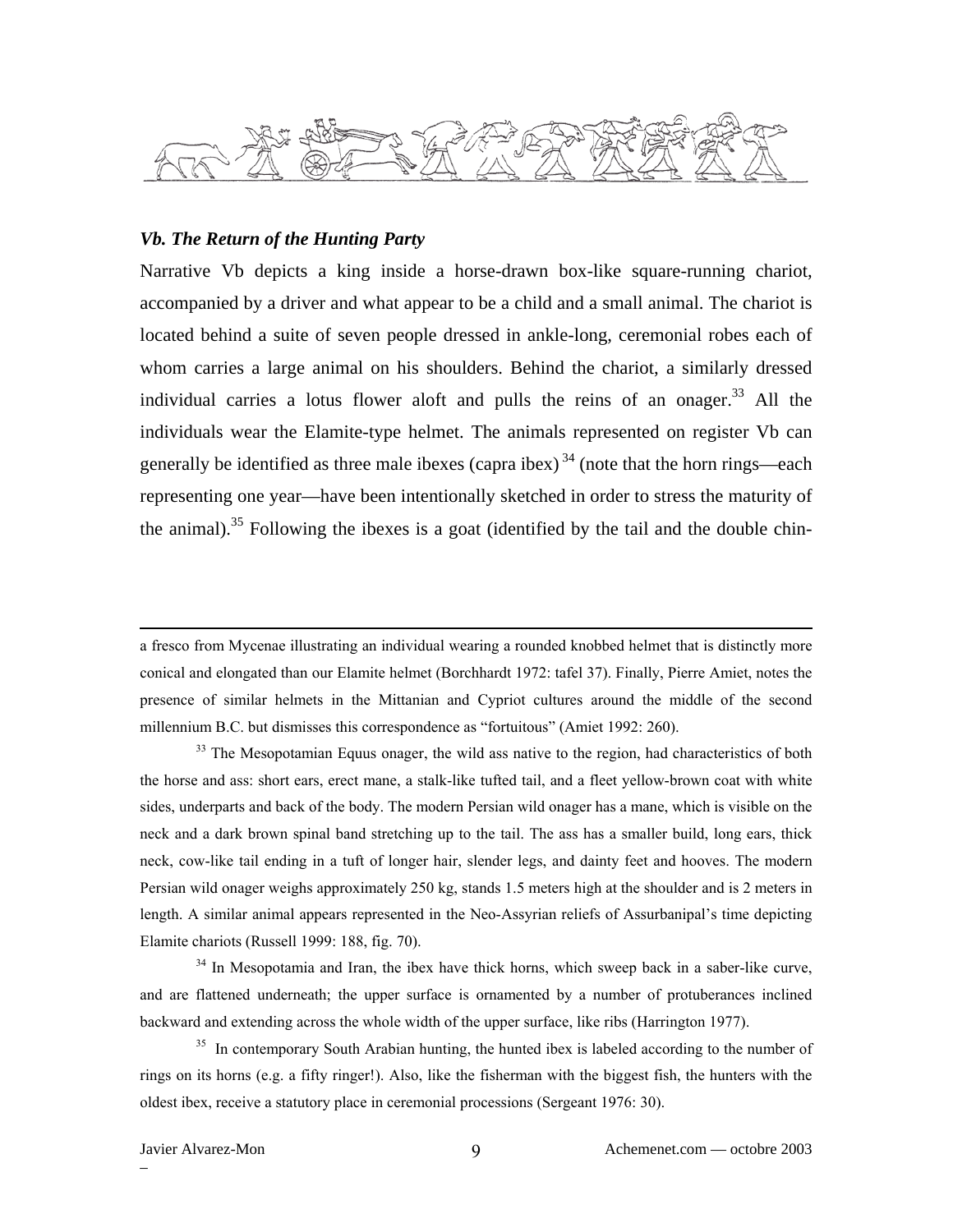### *Vb. The Return of the Hunting Party*

Narrative Vb depicts a king inside a horse-drawn box-like square-running chariot, accompanied by a driver and what appear to be a child and a small animal. The chariot is located behind a suite of seven people dressed in ankle-long, ceremonial robes each of whom carries a large animal on his shoulders. Behind the chariot, a similarly dressed individual carries a lotus flower aloft and pulls the reins of an onager.[33] All the individuals wear the Elamite-type helmet. The animals represented on register Vb can generally be identified as three male ibexes (capra ibex)[34] (note that the horn rings—each representing one year—have been intentionally sketched in order to stress the maturity of the animal).[35] Following the ibexes is a goat (identified by the tail and the double chin-

---

a fresco from Mycenae illustrating an individual wearing a rounded knobbed helmet that is distinctly more conical and elongated than our Elamite helmet (Borchhardt 1972: tafel 37). Finally, Pierre Amiet, notes the presence of similar helmets in the Mittanian and Cypriot cultures around the middle of the second millennium B.C. but dismisses this correspondence as "fortuitous" (Amiet 1992: 260).

[33] The Mesopotamian Equus onager, the wild ass native to the region, had characteristics of both the horse and ass: short ears, erect mane, a stalk-like tufted tail, and a fleet yellow-brown coat with white sides, underparts and back of the body. The modern Persian wild onager has a mane, which is visible on the neck and a dark brown spinal band stretching up to the tail. The ass has a smaller build, long ears, thick neck, cow-like tail ending in a tuft of longer hair, slender legs, and dainty feet and hooves. The modern Persian wild onager weighs approximately 250 kg, stands 1.5 meters high at the shoulder and is 2 meters in length. A similar animal appears represented in the Neo-Assyrian reliefs of Assurbanipal's time depicting Elamite chariots (Russell 1999: 188, fig. 70).

[34] In Mesopotamia and Iran, the ibex have thick horns, which sweep back in a saber-like curve, and are flattened underneath; the upper surface is ornamented by a number of protuberances inclined backward and extending across the whole width of the upper surface, like ribs (Harrington 1977).

[35] In contemporary South Arabian hunting, the hunted ibex is labeled according to the number of rings on its horns (e.g. a fifty ringer!). Also, like the fisherman with the biggest fish, the hunters with the oldest ibex, receive a statutory place in ceremonial processions (Sergeant 1976: 30).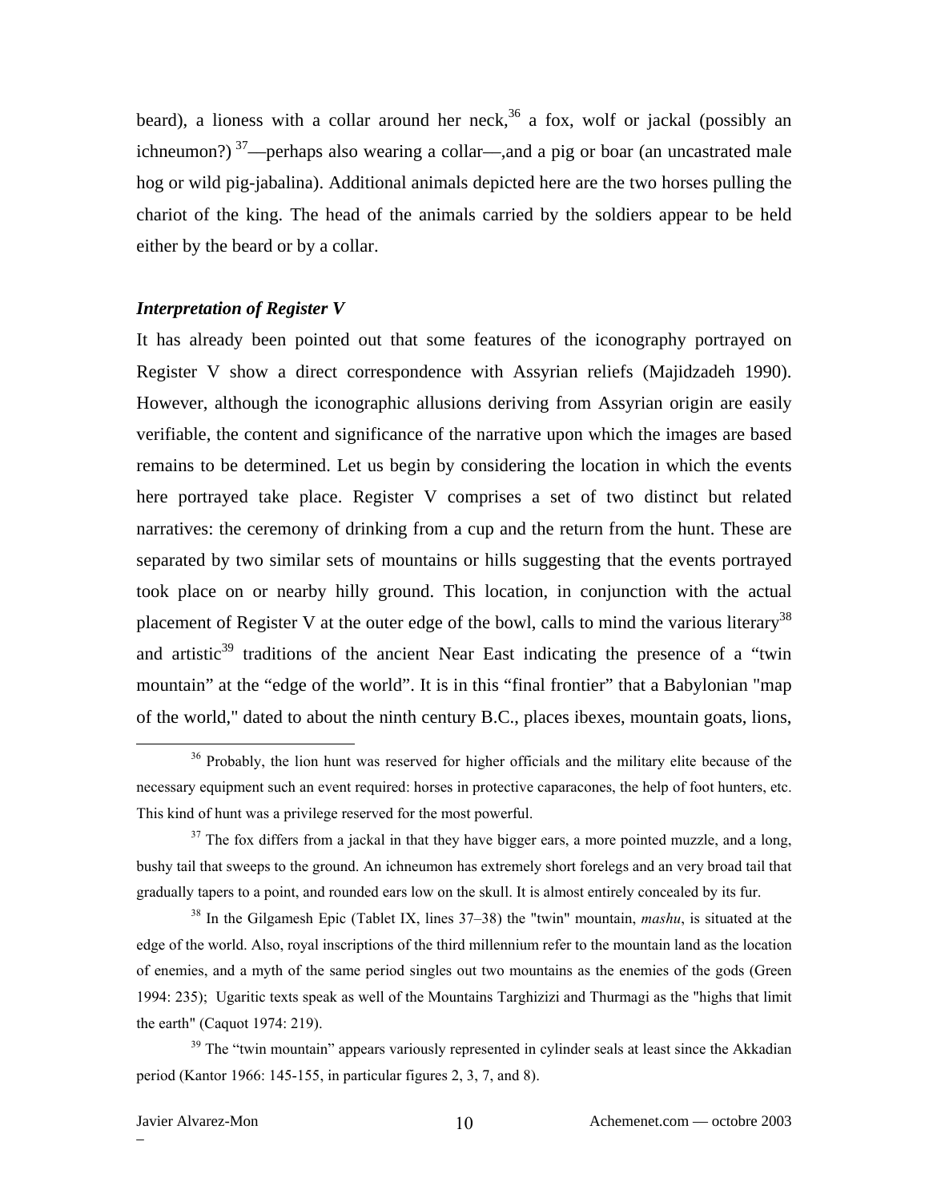beard), a lioness with a collar around her neck,[36] a fox, wolf or jackal (possibly an ichneumon?) [37]—perhaps also wearing a collar—,and a pig or boar (an uncastrated male hog or wild pig-jabalina). Additional animals depicted here are the two horses pulling the chariot of the king. The head of the animals carried by the soldiers appear to be held either by the beard or by a collar.

### *Interpretation of Register V*

It has already been pointed out that some features of the iconography portrayed on Register V show a direct correspondence with Assyrian reliefs (Majidzadeh 1990). However, although the iconographic allusions deriving from Assyrian origin are easily verifiable, the content and significance of the narrative upon which the images are based remains to be determined. Let us begin by considering the location in which the events here portrayed take place. Register V comprises a set of two distinct but related narratives: the ceremony of drinking from a cup and the return from the hunt. These are separated by two similar sets of mountains or hills suggesting that the events portrayed took place on or nearby hilly ground. This location, in conjunction with the actual placement of Register V at the outer edge of the bowl, calls to mind the various literary[38] and artistic[39] traditions of the ancient Near East indicating the presence of a "twin mountain" at the "edge of the world". It is in this "final frontier" that a Babylonian "map of the world," dated to about the ninth century B.C., places ibexes, mountain goats, lions,

---

[36] Probably, the lion hunt was reserved for higher officials and the military elite because of the necessary equipment such an event required: horses in protective caparacones, the help of foot hunters, etc. This kind of hunt was a privilege reserved for the most powerful.

[37] The fox differs from a jackal in that they have bigger ears, a more pointed muzzle, and a long, bushy tail that sweeps to the ground. An ichneumon has extremely short forelegs and an very broad tail that gradually tapers to a point, and rounded ears low on the skull. It is almost entirely concealed by its fur.

[38] In the Gilgamesh Epic (Tablet IX, lines 37–38) the "twin" mountain, *mashu*, is situated at the edge of the world. Also, royal inscriptions of the third millennium refer to the mountain land as the location of enemies, and a myth of the same period singles out two mountains as the enemies of the gods (Green 1994: 235); Ugaritic texts speak as well of the Mountains Targhizizi and Thurmagi as the "highs that limit the earth" (Caquot 1974: 219).

[39] The "twin mountain" appears variously represented in cylinder seals at least since the Akkadian period (Kantor 1966: 145-155, in particular figures 2, 3, 7, and 8).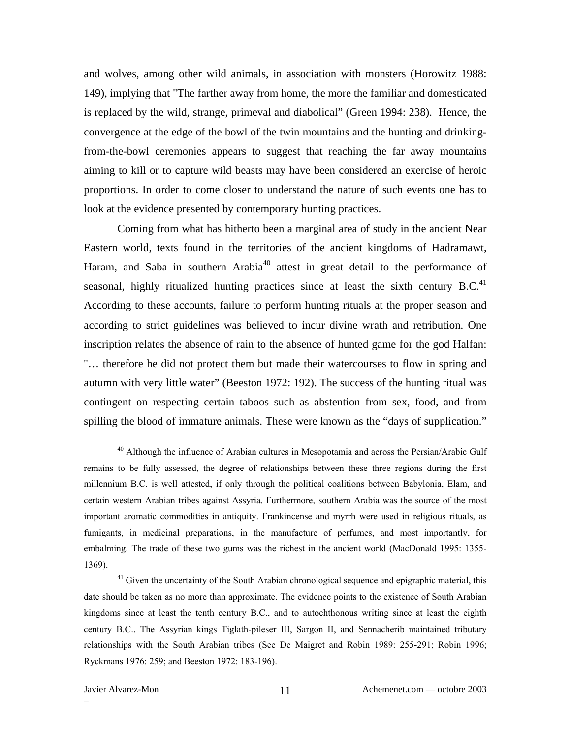and wolves, among other wild animals, in association with monsters (Horowitz 1988: 149), implying that "The farther away from home, the more the familiar and domesticated is replaced by the wild, strange, primeval and diabolical" (Green 1994: 238). Hence, the convergence at the edge of the bowl of the twin mountains and the hunting and drinking-from-the-bowl ceremonies appears to suggest that reaching the far away mountains aiming to kill or to capture wild beasts may have been considered an exercise of heroic proportions. In order to come closer to understand the nature of such events one has to look at the evidence presented by contemporary hunting practices.

Coming from what has hitherto been a marginal area of study in the ancient Near Eastern world, texts found in the territories of the ancient kingdoms of Hadramawt, Haram, and Saba in southern Arabia[40] attest in great detail to the performance of seasonal, highly ritualized hunting practices since at least the sixth century B.C.[41] According to these accounts, failure to perform hunting rituals at the proper season and according to strict guidelines was believed to incur divine wrath and retribution. One inscription relates the absence of rain to the absence of hunted game for the god Halfan: "… therefore he did not protect them but made their watercourses to flow in spring and autumn with very little water" (Beeston 1972: 192). The success of the hunting ritual was contingent on respecting certain taboos such as abstention from sex, food, and from spilling the blood of immature animals. These were known as the "days of supplication."

[40] Although the influence of Arabian cultures in Mesopotamia and across the Persian/Arabic Gulf remains to be fully assessed, the degree of relationships between these three regions during the first millennium B.C. is well attested, if only through the political coalitions between Babylonia, Elam, and certain western Arabian tribes against Assyria. Furthermore, southern Arabia was the source of the most important aromatic commodities in antiquity. Frankincense and myrrh were used in religious rituals, as fumigants, in medicinal preparations, in the manufacture of perfumes, and most importantly, for embalming. The trade of these two gums was the richest in the ancient world (MacDonald 1995: 1355-1369).

[41] Given the uncertainty of the South Arabian chronological sequence and epigraphic material, this date should be taken as no more than approximate. The evidence points to the existence of South Arabian kingdoms since at least the tenth century B.C., and to autochthonous writing since at least the eighth century B.C.. The Assyrian kings Tiglath-pileser III, Sargon II, and Sennacherib maintained tributary relationships with the South Arabian tribes (See De Maigret and Robin 1989: 255-291; Robin 1996; Ryckmans 1976: 259; and Beeston 1972: 183-196).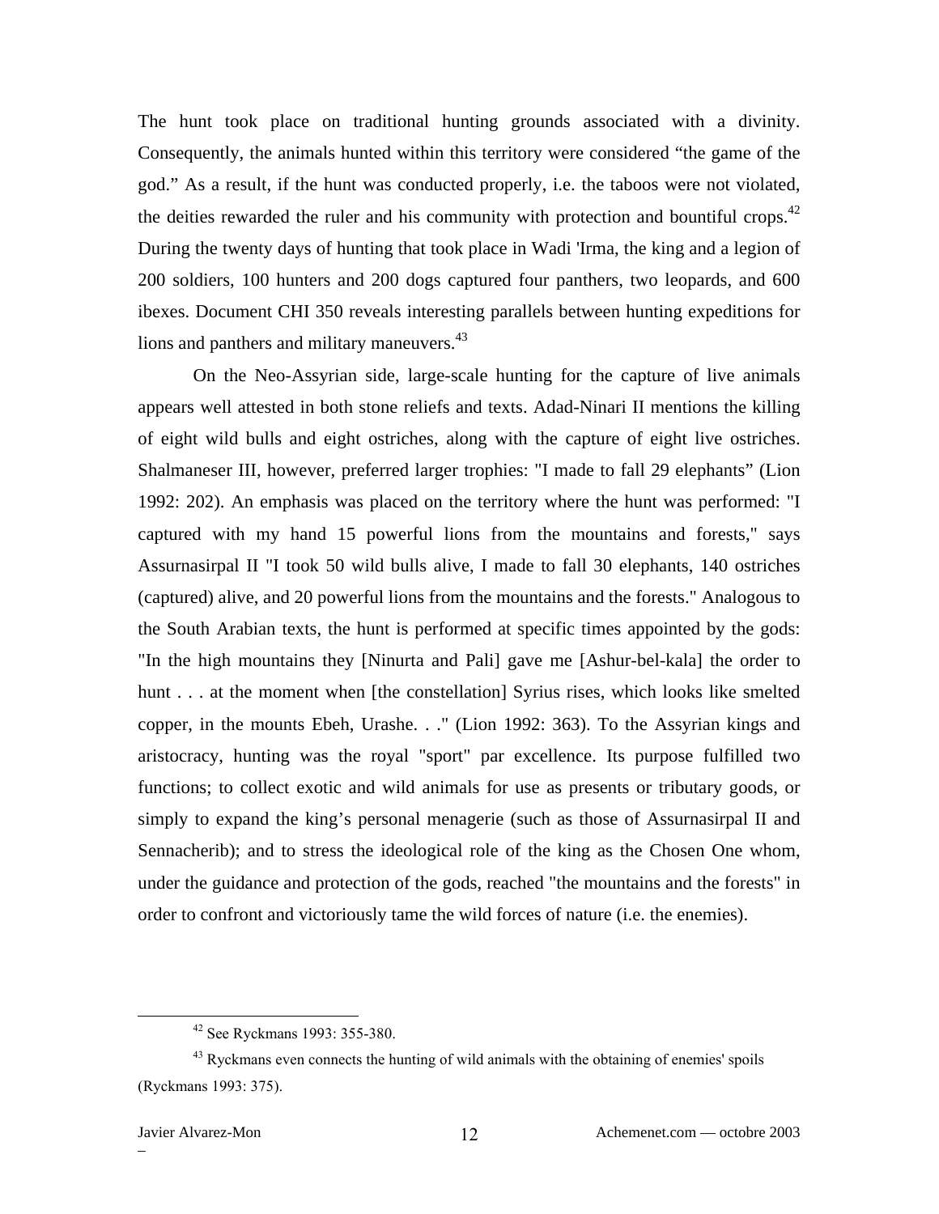The hunt took place on traditional hunting grounds associated with a divinity. Consequently, the animals hunted within this territory were considered “the game of the god.” As a result, if the hunt was conducted properly, i.e. the taboos were not violated, the deities rewarded the ruler and his community with protection and bountiful crops.[42] During the twenty days of hunting that took place in Wadi 'Irma, the king and a legion of 200 soldiers, 100 hunters and 200 dogs captured four panthers, two leopards, and 600 ibexes. Document CHI 350 reveals interesting parallels between hunting expeditions for lions and panthers and military maneuvers.[43]

On the Neo-Assyrian side, large-scale hunting for the capture of live animals appears well attested in both stone reliefs and texts. Adad-Ninari II mentions the killing of eight wild bulls and eight ostriches, along with the capture of eight live ostriches. Shalmaneser III, however, preferred larger trophies: "I made to fall 29 elephants” (Lion 1992: 202). An emphasis was placed on the territory where the hunt was performed: "I captured with my hand 15 powerful lions from the mountains and forests," says Assurnasirpal II "I took 50 wild bulls alive, I made to fall 30 elephants, 140 ostriches (captured) alive, and 20 powerful lions from the mountains and the forests." Analogous to the South Arabian texts, the hunt is performed at specific times appointed by the gods: "In the high mountains they [Ninurta and Pali] gave me [Ashur-bel-kala] the order to hunt . . . at the moment when [the constellation] Syrius rises, which looks like smelted copper, in the mounts Ebeh, Urashe. . ." (Lion 1992: 363). To the Assyrian kings and aristocracy, hunting was the royal "sport" par excellence. Its purpose fulfilled two functions; to collect exotic and wild animals for use as presents or tributary goods, or simply to expand the king’s personal menagerie (such as those of Assurnasirpal II and Sennacherib); and to stress the ideological role of the king as the Chosen One whom, under the guidance and protection of the gods, reached "the mountains and the forests" in order to confront and victoriously tame the wild forces of nature (i.e. the enemies).

---

[42] See Ryckmans 1993: 355-380.

[43] Ryckmans even connects the hunting of wild animals with the obtaining of enemies' spoils (Ryckmans 1993: 375).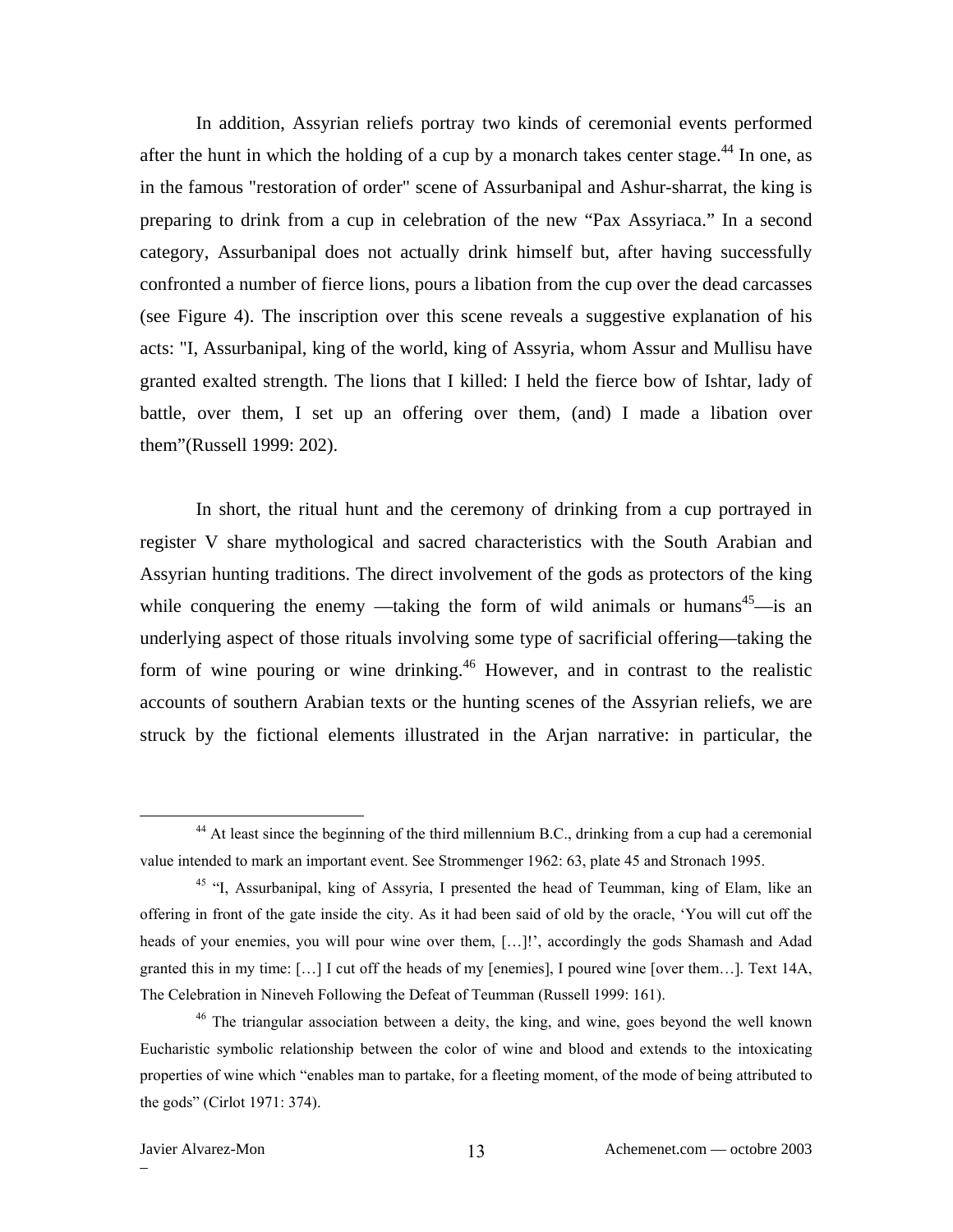In addition, Assyrian reliefs portray two kinds of ceremonial events performed after the hunt in which the holding of a cup by a monarch takes center stage.[44] In one, as in the famous "restoration of order" scene of Assurbanipal and Ashur-sharrat, the king is preparing to drink from a cup in celebration of the new "Pax Assyriaca." In a second category, Assurbanipal does not actually drink himself but, after having successfully confronted a number of fierce lions, pours a libation from the cup over the dead carcasses (see Figure 4). The inscription over this scene reveals a suggestive explanation of his acts: "I, Assurbanipal, king of the world, king of Assyria, whom Assur and Mullisu have granted exalted strength. The lions that I killed: I held the fierce bow of Ishtar, lady of battle, over them, I set up an offering over them, (and) I made a libation over them"(Russell 1999: 202).

In short, the ritual hunt and the ceremony of drinking from a cup portrayed in register V share mythological and sacred characteristics with the South Arabian and Assyrian hunting traditions. The direct involvement of the gods as protectors of the king while conquering the enemy —taking the form of wild animals or humans[45]—is an underlying aspect of those rituals involving some type of sacrificial offering—taking the form of wine pouring or wine drinking.[46] However, and in contrast to the realistic accounts of southern Arabian texts or the hunting scenes of the Assyrian reliefs, we are struck by the fictional elements illustrated in the Arjan narrative: in particular, the

---

[44] At least since the beginning of the third millennium B.C., drinking from a cup had a ceremonial value intended to mark an important event. See Strommenger 1962: 63, plate 45 and Stronach 1995.

[45] "I, Assurbanipal, king of Assyria, I presented the head of Teumman, king of Elam, like an offering in front of the gate inside the city. As it had been said of old by the oracle, 'You will cut off the heads of your enemies, you will pour wine over them, […]!', accordingly the gods Shamash and Adad granted this in my time: […] I cut off the heads of my [enemies], I poured wine [over them…]. Text 14A, The Celebration in Nineveh Following the Defeat of Teumman (Russell 1999: 161).

[46] The triangular association between a deity, the king, and wine, goes beyond the well known Eucharistic symbolic relationship between the color of wine and blood and extends to the intoxicating properties of wine which "enables man to partake, for a fleeting moment, of the mode of being attributed to the gods" (Cirlot 1971: 374).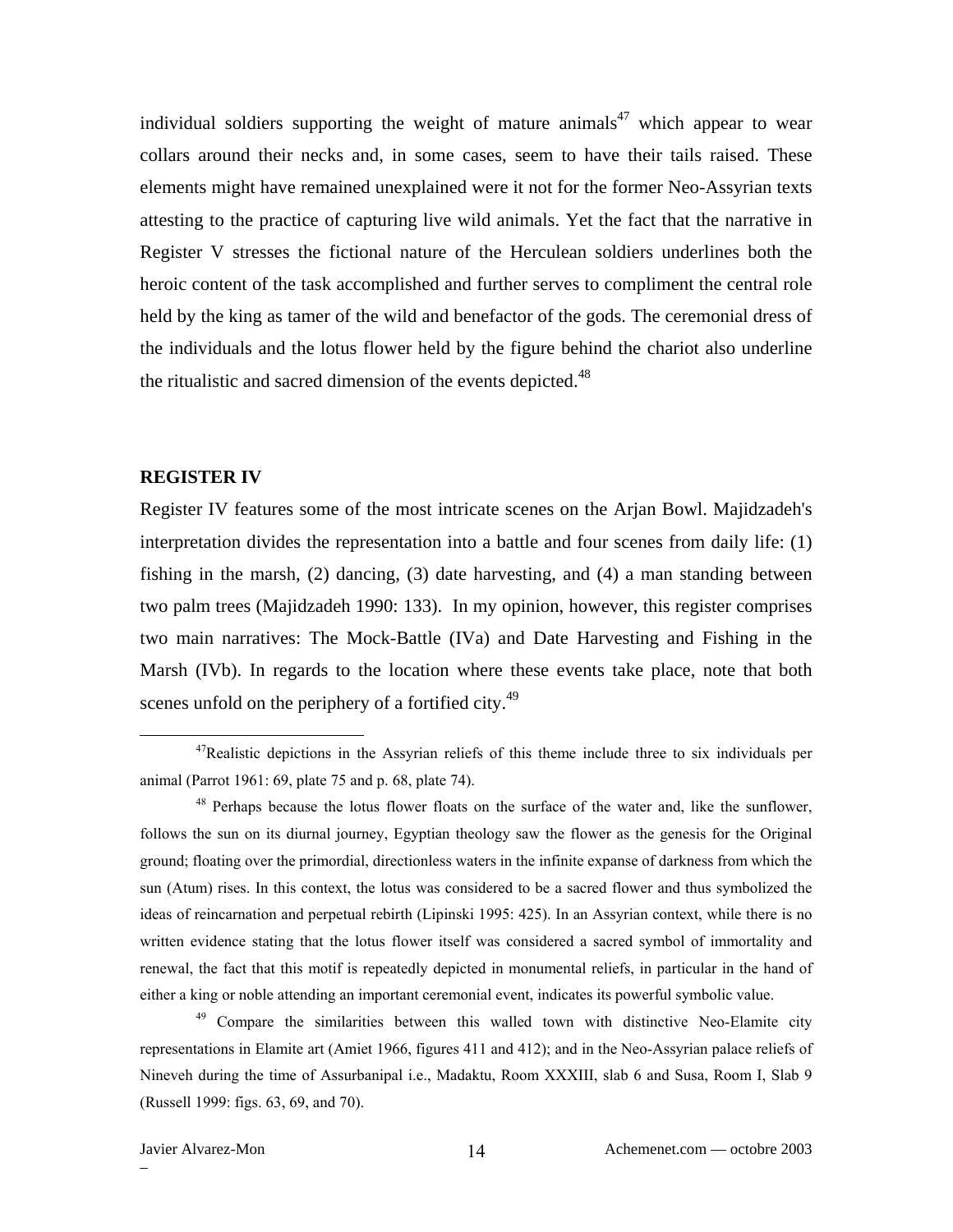individual soldiers supporting the weight of mature animals[47] which appear to wear collars around their necks and, in some cases, seem to have their tails raised. These elements might have remained unexplained were it not for the former Neo-Assyrian texts attesting to the practice of capturing live wild animals. Yet the fact that the narrative in Register V stresses the fictional nature of the Herculean soldiers underlines both the heroic content of the task accomplished and further serves to compliment the central role held by the king as tamer of the wild and benefactor of the gods. The ceremonial dress of the individuals and the lotus flower held by the figure behind the chariot also underline the ritualistic and sacred dimension of the events depicted.[48]

**REGISTER IV**

Register IV features some of the most intricate scenes on the Arjan Bowl. Majidzadeh's interpretation divides the representation into a battle and four scenes from daily life: (1) fishing in the marsh, (2) dancing, (3) date harvesting, and (4) a man standing between two palm trees (Majidzadeh 1990: 133). In my opinion, however, this register comprises two main narratives: The Mock-Battle (IVa) and Date Harvesting and Fishing in the Marsh (IVb). In regards to the location where these events take place, note that both scenes unfold on the periphery of a fortified city.[49]

---

[47] Realistic depictions in the Assyrian reliefs of this theme include three to six individuals per animal (Parrot 1961: 69, plate 75 and p. 68, plate 74).

[48] Perhaps because the lotus flower floats on the surface of the water and, like the sunflower, follows the sun on its diurnal journey, Egyptian theology saw the flower as the genesis for the Original ground; floating over the primordial, directionless waters in the infinite expanse of darkness from which the sun (Atum) rises. In this context, the lotus was considered to be a sacred flower and thus symbolized the ideas of reincarnation and perpetual rebirth (Lipinski 1995: 425). In an Assyrian context, while there is no written evidence stating that the lotus flower itself was considered a sacred symbol of immortality and renewal, the fact that this motif is repeatedly depicted in monumental reliefs, in particular in the hand of either a king or noble attending an important ceremonial event, indicates its powerful symbolic value.

[49] Compare the similarities between this walled town with distinctive Neo-Elamite city representations in Elamite art (Amiet 1966, figures 411 and 412); and in the Neo-Assyrian palace reliefs of Nineveh during the time of Assurbanipal i.e., Madaktu, Room XXXIII, slab 6 and Susa, Room I, Slab 9 (Russell 1999: figs. 63, 69, and 70).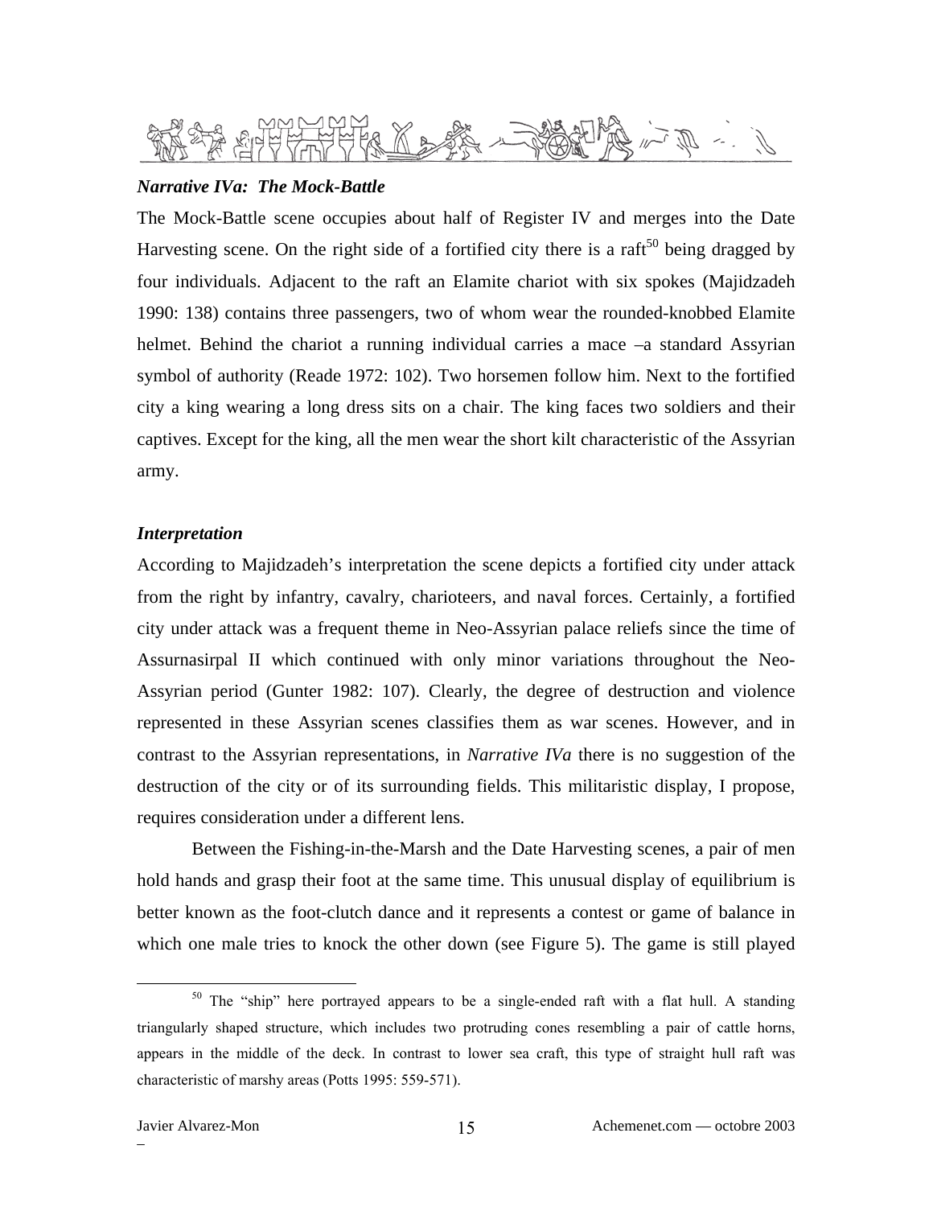### *Narrative IVa: The Mock-Battle*

The Mock-Battle scene occupies about half of Register IV and merges into the Date Harvesting scene. On the right side of a fortified city there is a raft[50] being dragged by four individuals. Adjacent to the raft an Elamite chariot with six spokes (Majidzadeh 1990: 138) contains three passengers, two of whom wear the rounded-knobbed Elamite helmet. Behind the chariot a running individual carries a mace –a standard Assyrian symbol of authority (Reade 1972: 102). Two horsemen follow him. Next to the fortified city a king wearing a long dress sits on a chair. The king faces two soldiers and their captives. Except for the king, all the men wear the short kilt characteristic of the Assyrian army.

### *Interpretation*

According to Majidzadeh's interpretation the scene depicts a fortified city under attack from the right by infantry, cavalry, charioteers, and naval forces. Certainly, a fortified city under attack was a frequent theme in Neo-Assyrian palace reliefs since the time of Assurnasirpal II which continued with only minor variations throughout the Neo-Assyrian period (Gunter 1982: 107). Clearly, the degree of destruction and violence represented in these Assyrian scenes classifies them as war scenes. However, and in contrast to the Assyrian representations, in *Narrative IVa* there is no suggestion of the destruction of the city or of its surrounding fields. This militaristic display, I propose, requires consideration under a different lens.

Between the Fishing-in-the-Marsh and the Date Harvesting scenes, a pair of men hold hands and grasp their foot at the same time. This unusual display of equilibrium is better known as the foot-clutch dance and it represents a contest or game of balance in which one male tries to knock the other down (see Figure 5). The game is still played

---

[50] The "ship" here portrayed appears to be a single-ended raft with a flat hull. A standing triangularly shaped structure, which includes two protruding cones resembling a pair of cattle horns, appears in the middle of the deck. In contrast to lower sea craft, this type of straight hull raft was characteristic of marshy areas (Potts 1995: 559-571).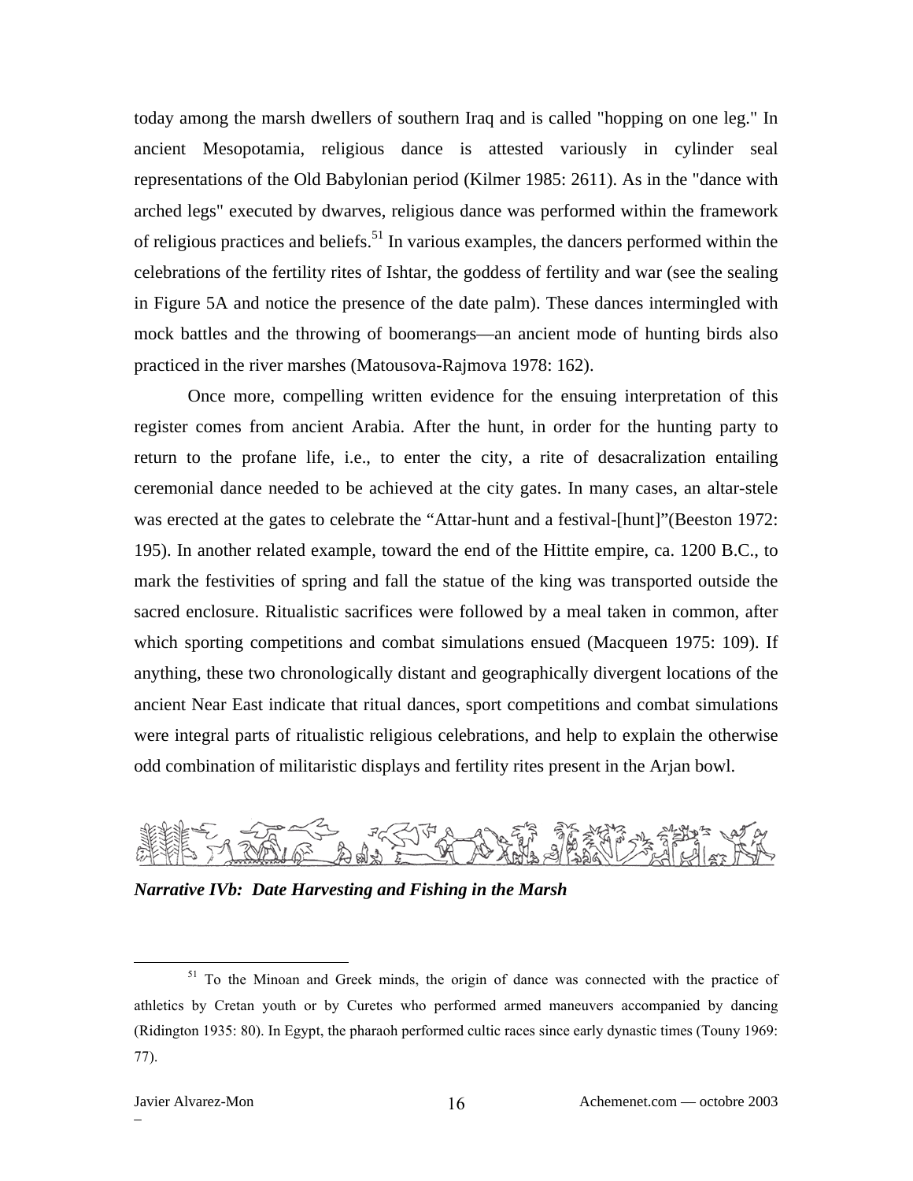today among the marsh dwellers of southern Iraq and is called "hopping on one leg." In ancient Mesopotamia, religious dance is attested variously in cylinder seal representations of the Old Babylonian period (Kilmer 1985: 2611). As in the "dance with arched legs" executed by dwarves, religious dance was performed within the framework of religious practices and beliefs.[51] In various examples, the dancers performed within the celebrations of the fertility rites of Ishtar, the goddess of fertility and war (see the sealing in Figure 5A and notice the presence of the date palm). These dances intermingled with mock battles and the throwing of boomerangs—an ancient mode of hunting birds also practiced in the river marshes (Matousova-Rajmova 1978: 162).

Once more, compelling written evidence for the ensuing interpretation of this register comes from ancient Arabia. After the hunt, in order for the hunting party to return to the profane life, i.e., to enter the city, a rite of desacralization entailing ceremonial dance needed to be achieved at the city gates. In many cases, an altar-stele was erected at the gates to celebrate the "Attar-hunt and a festival-[hunt]"(Beeston 1972: 195). In another related example, toward the end of the Hittite empire, ca. 1200 B.C., to mark the festivities of spring and fall the statue of the king was transported outside the sacred enclosure. Ritualistic sacrifices were followed by a meal taken in common, after which sporting competitions and combat simulations ensued (Macqueen 1975: 109). If anything, these two chronologically distant and geographically divergent locations of the ancient Near East indicate that ritual dances, sport competitions and combat simulations were integral parts of ritualistic religious celebrations, and help to explain the otherwise odd combination of militaristic displays and fertility rites present in the Arjan bowl.

***Narrative IVb: Date Harvesting and Fishing in the Marsh***

[51] To the Minoan and Greek minds, the origin of dance was connected with the practice of athletics by Cretan youth or by Curetes who performed armed maneuvers accompanied by dancing (Ridington 1935: 80). In Egypt, the pharaoh performed cultic races since early dynastic times (Touny 1969: 77).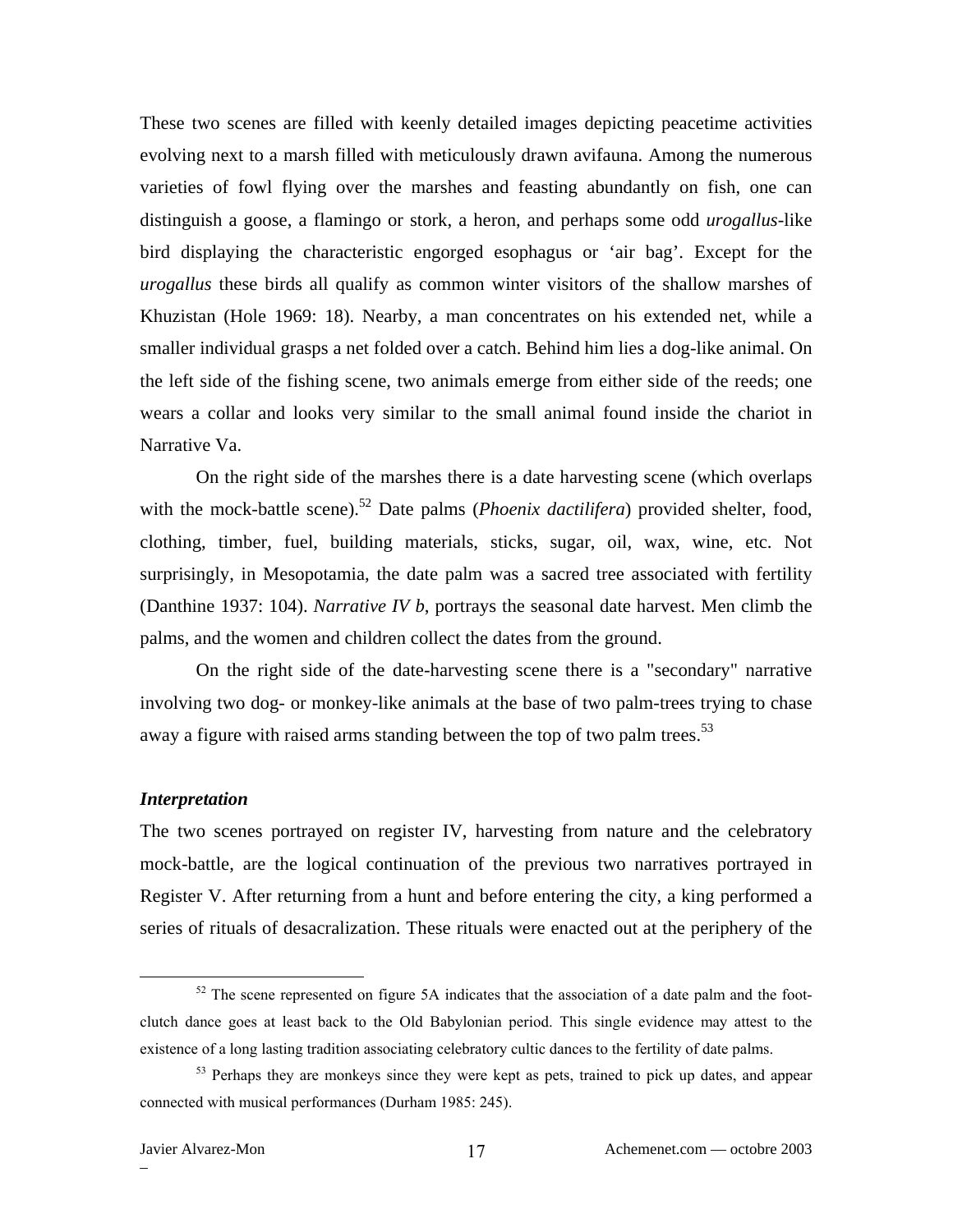These two scenes are filled with keenly detailed images depicting peacetime activities evolving next to a marsh filled with meticulously drawn avifauna. Among the numerous varieties of fowl flying over the marshes and feasting abundantly on fish, one can distinguish a goose, a flamingo or stork, a heron, and perhaps some odd *urogallus*-like bird displaying the characteristic engorged esophagus or 'air bag'. Except for the *urogallus* these birds all qualify as common winter visitors of the shallow marshes of Khuzistan (Hole 1969: 18). Nearby, a man concentrates on his extended net, while a smaller individual grasps a net folded over a catch. Behind him lies a dog-like animal. On the left side of the fishing scene, two animals emerge from either side of the reeds; one wears a collar and looks very similar to the small animal found inside the chariot in Narrative Va.

On the right side of the marshes there is a date harvesting scene (which overlaps with the mock-battle scene).[52] Date palms (*Phoenix dactilifera*) provided shelter, food, clothing, timber, fuel, building materials, sticks, sugar, oil, wax, wine, etc. Not surprisingly, in Mesopotamia, the date palm was a sacred tree associated with fertility (Danthine 1937: 104). *Narrative IV b*, portrays the seasonal date harvest. Men climb the palms, and the women and children collect the dates from the ground.

On the right side of the date-harvesting scene there is a "secondary" narrative involving two dog- or monkey-like animals at the base of two palm-trees trying to chase away a figure with raised arms standing between the top of two palm trees.[53]

***Interpretation***

The two scenes portrayed on register IV, harvesting from nature and the celebratory mock-battle, are the logical continuation of the previous two narratives portrayed in Register V. After returning from a hunt and before entering the city, a king performed a series of rituals of desacralization. These rituals were enacted out at the periphery of the

---

[52] The scene represented on figure 5A indicates that the association of a date palm and the foot-clutch dance goes at least back to the Old Babylonian period. This single evidence may attest to the existence of a long lasting tradition associating celebratory cultic dances to the fertility of date palms.

[53] Perhaps they are monkeys since they were kept as pets, trained to pick up dates, and appear connected with musical performances (Durham 1985: 245).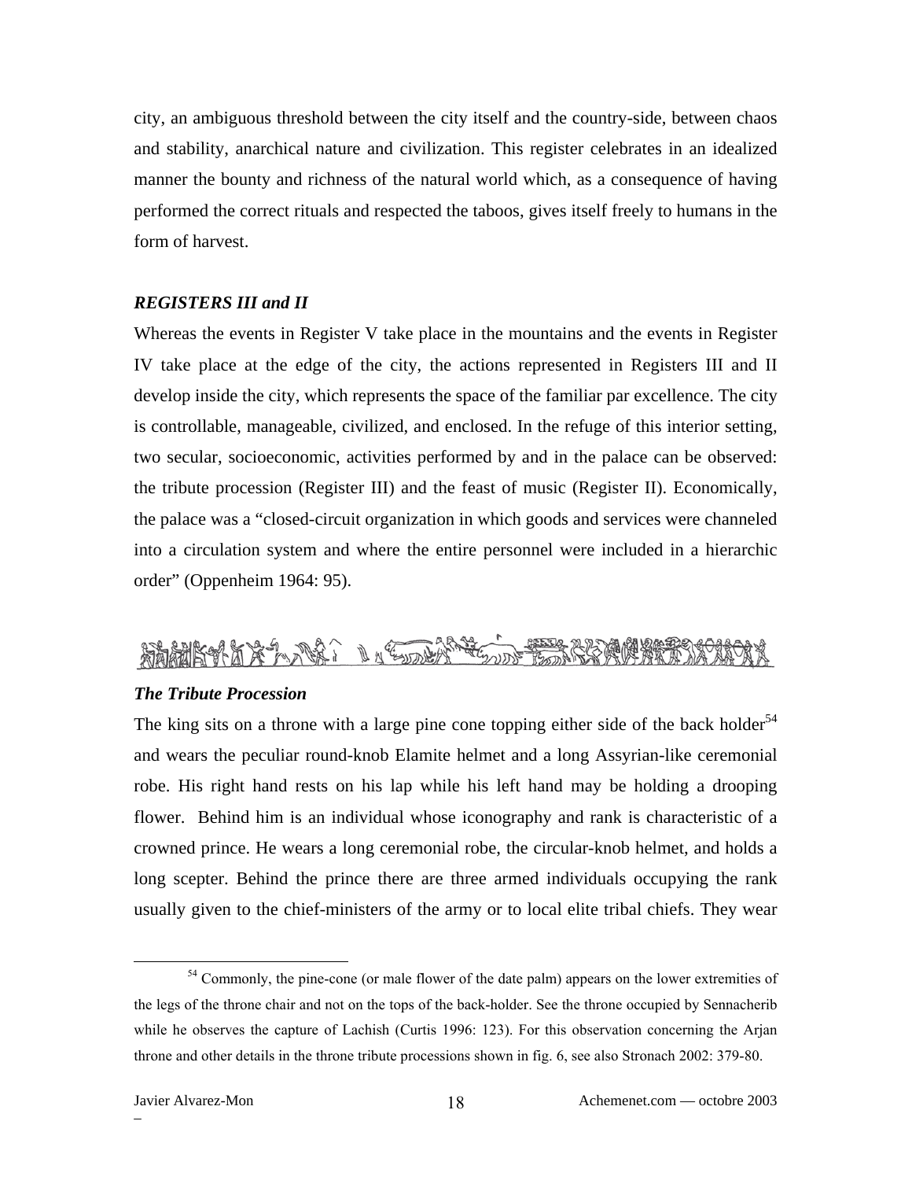city, an ambiguous threshold between the city itself and the country-side, between chaos and stability, anarchical nature and civilization. This register celebrates in an idealized manner the bounty and richness of the natural world which, as a consequence of having performed the correct rituals and respected the taboos, gives itself freely to humans in the form of harvest.

### *REGISTERS III and II*

Whereas the events in Register V take place in the mountains and the events in Register IV take place at the edge of the city, the actions represented in Registers III and II develop inside the city, which represents the space of the familiar par excellence. The city is controllable, manageable, civilized, and enclosed. In the refuge of this interior setting, two secular, socioeconomic, activities performed by and in the palace can be observed: the tribute procession (Register III) and the feast of music (Register II). Economically, the palace was a "closed-circuit organization in which goods and services were channeled into a circulation system and where the entire personnel were included in a hierarchic order" (Oppenheim 1964: 95).

### *The Tribute Procession*

The king sits on a throne with a large pine cone topping either side of the back holder[54] and wears the peculiar round-knob Elamite helmet and a long Assyrian-like ceremonial robe. His right hand rests on his lap while his left hand may be holding a drooping flower. Behind him is an individual whose iconography and rank is characteristic of a crowned prince. He wears a long ceremonial robe, the circular-knob helmet, and holds a long scepter. Behind the prince there are three armed individuals occupying the rank usually given to the chief-ministers of the army or to local elite tribal chiefs. They wear

[54] Commonly, the pine-cone (or male flower of the date palm) appears on the lower extremities of the legs of the throne chair and not on the tops of the back-holder. See the throne occupied by Sennacherib while he observes the capture of Lachish (Curtis 1996: 123). For this observation concerning the Arjan throne and other details in the throne tribute processions shown in fig. 6, see also Stronach 2002: 379-80.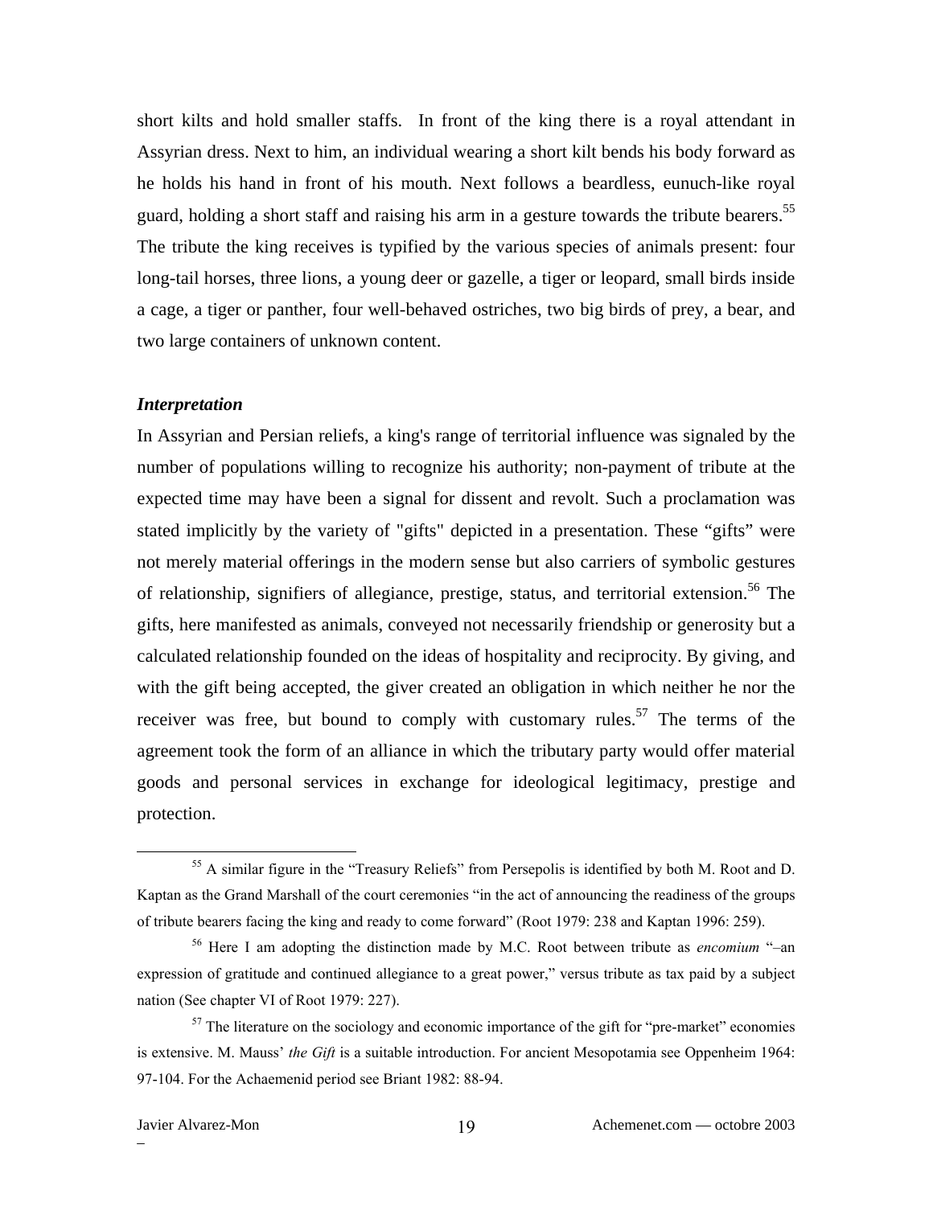short kilts and hold smaller staffs. In front of the king there is a royal attendant in Assyrian dress. Next to him, an individual wearing a short kilt bends his body forward as he holds his hand in front of his mouth. Next follows a beardless, eunuch-like royal guard, holding a short staff and raising his arm in a gesture towards the tribute bearers.[55] The tribute the king receives is typified by the various species of animals present: four long-tail horses, three lions, a young deer or gazelle, a tiger or leopard, small birds inside a cage, a tiger or panther, four well-behaved ostriches, two big birds of prey, a bear, and two large containers of unknown content.

### *Interpretation*

In Assyrian and Persian reliefs, a king's range of territorial influence was signaled by the number of populations willing to recognize his authority; non-payment of tribute at the expected time may have been a signal for dissent and revolt. Such a proclamation was stated implicitly by the variety of "gifts" depicted in a presentation. These "gifts" were not merely material offerings in the modern sense but also carriers of symbolic gestures of relationship, signifiers of allegiance, prestige, status, and territorial extension.[56] The gifts, here manifested as animals, conveyed not necessarily friendship or generosity but a calculated relationship founded on the ideas of hospitality and reciprocity. By giving, and with the gift being accepted, the giver created an obligation in which neither he nor the receiver was free, but bound to comply with customary rules.[57] The terms of the agreement took the form of an alliance in which the tributary party would offer material goods and personal services in exchange for ideological legitimacy, prestige and protection.

---

[55] A similar figure in the "Treasury Reliefs" from Persepolis is identified by both M. Root and D. Kaptan as the Grand Marshall of the court ceremonies "in the act of announcing the readiness of the groups of tribute bearers facing the king and ready to come forward" (Root 1979: 238 and Kaptan 1996: 259).

[56] Here I am adopting the distinction made by M.C. Root between tribute as *encomium* "–an expression of gratitude and continued allegiance to a great power," versus tribute as tax paid by a subject nation (See chapter VI of Root 1979: 227).

[57] The literature on the sociology and economic importance of the gift for "pre-market" economies is extensive. M. Mauss' *the Gift* is a suitable introduction. For ancient Mesopotamia see Oppenheim 1964: 97-104. For the Achaemenid period see Briant 1982: 88-94.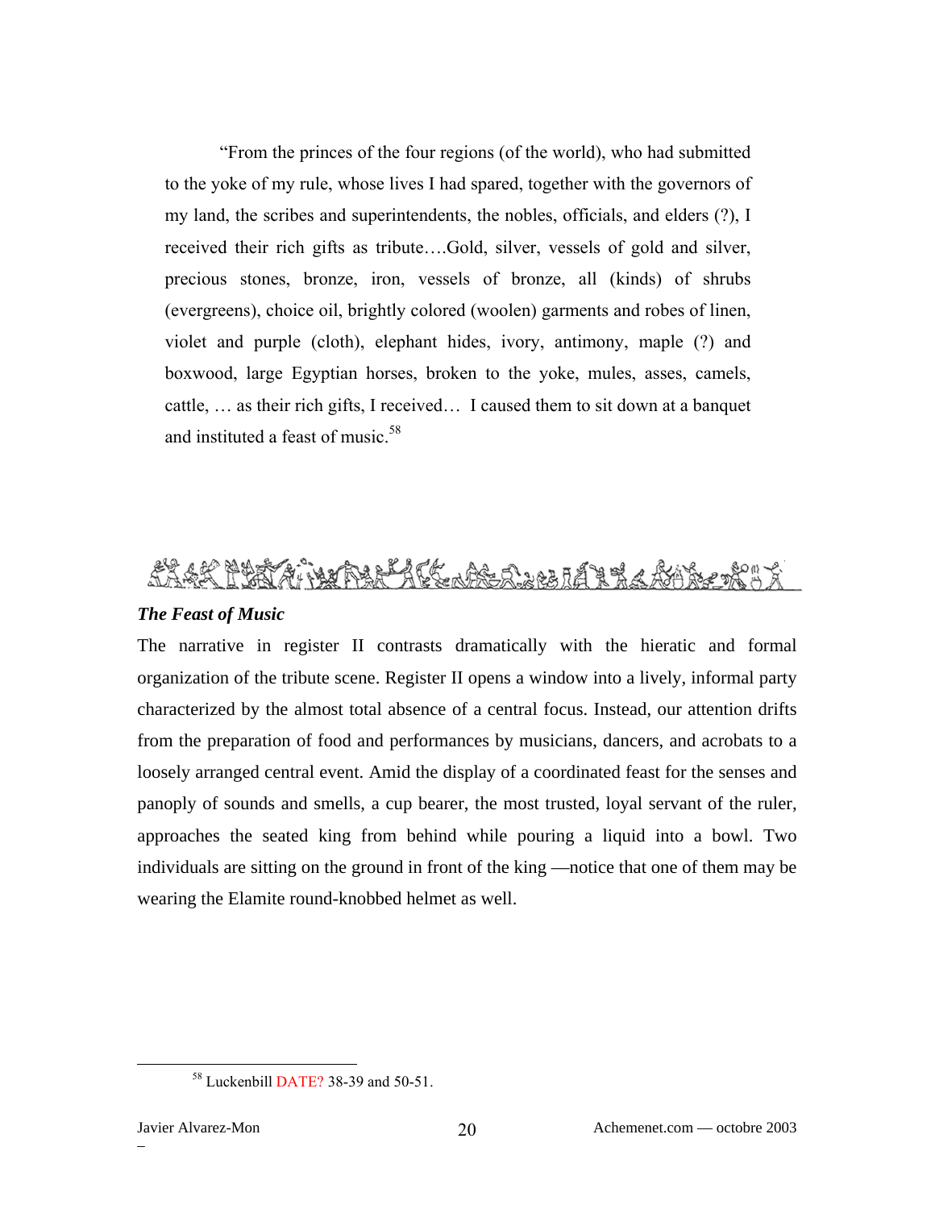"From the princes of the four regions (of the world), who had submitted to the yoke of my rule, whose lives I had spared, together with the governors of my land, the scribes and superintendents, the nobles, officials, and elders (?), I received their rich gifts as tribute….Gold, silver, vessels of gold and silver, precious stones, bronze, iron, vessels of bronze, all (kinds) of shrubs (evergreens), choice oil, brightly colored (woolen) garments and robes of linen, violet and purple (cloth), elephant hides, ivory, antimony, maple (?) and boxwood, large Egyptian horses, broken to the yoke, mules, asses, camels, cattle, … as their rich gifts, I received… I caused them to sit down at a banquet and instituted a feast of music.[58]

### *The Feast of Music*

The narrative in register II contrasts dramatically with the hieratic and formal organization of the tribute scene. Register II opens a window into a lively, informal party characterized by the almost total absence of a central focus. Instead, our attention drifts from the preparation of food and performances by musicians, dancers, and acrobats to a loosely arranged central event. Amid the display of a coordinated feast for the senses and panoply of sounds and smells, a cup bearer, the most trusted, loyal servant of the ruler, approaches the seated king from behind while pouring a liquid into a bowl. Two individuals are sitting on the ground in front of the king —notice that one of them may be wearing the Elamite round-knobbed helmet as well.

---

[58] Luckenbill DATE? 38-39 and 50-51.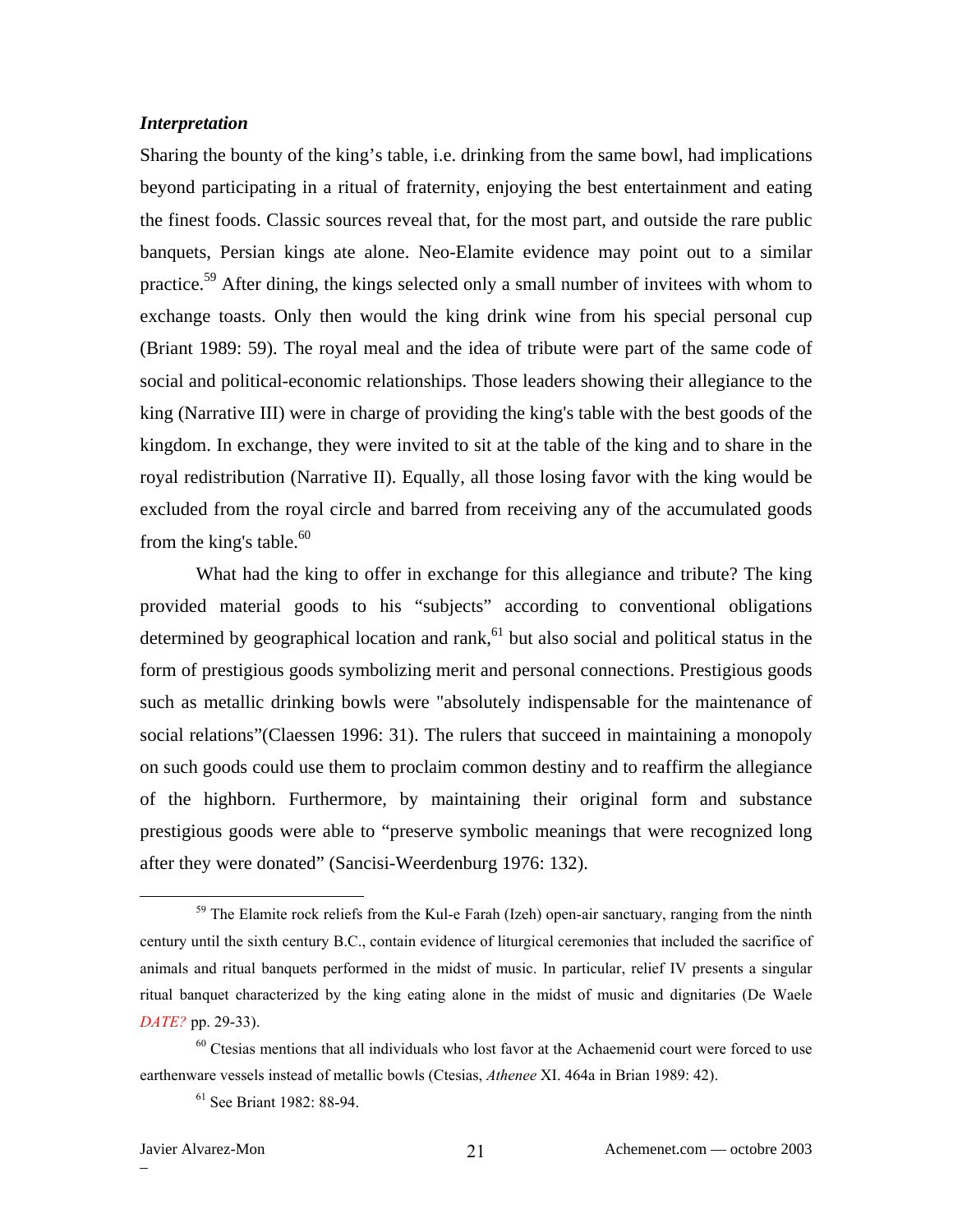***Interpretation***

Sharing the bounty of the king's table, i.e. drinking from the same bowl, had implications beyond participating in a ritual of fraternity, enjoying the best entertainment and eating the finest foods. Classic sources reveal that, for the most part, and outside the rare public banquets, Persian kings ate alone. Neo-Elamite evidence may point out to a similar practice.[59] After dining, the kings selected only a small number of invitees with whom to exchange toasts. Only then would the king drink wine from his special personal cup (Briant 1989: 59). The royal meal and the idea of tribute were part of the same code of social and political-economic relationships. Those leaders showing their allegiance to the king (Narrative III) were in charge of providing the king's table with the best goods of the kingdom. In exchange, they were invited to sit at the table of the king and to share in the royal redistribution (Narrative II). Equally, all those losing favor with the king would be excluded from the royal circle and barred from receiving any of the accumulated goods from the king's table.[60]

What had the king to offer in exchange for this allegiance and tribute? The king provided material goods to his "subjects" according to conventional obligations determined by geographical location and rank,[61] but also social and political status in the form of prestigious goods symbolizing merit and personal connections. Prestigious goods such as metallic drinking bowls were "absolutely indispensable for the maintenance of social relations"(Claessen 1996: 31). The rulers that succeed in maintaining a monopoly on such goods could use them to proclaim common destiny and to reaffirm the allegiance of the highborn. Furthermore, by maintaining their original form and substance prestigious goods were able to "preserve symbolic meanings that were recognized long after they were donated" (Sancisi-Weerdenburg 1976: 132).

---

[59] The Elamite rock reliefs from the Kul-e Farah (Izeh) open-air sanctuary, ranging from the ninth century until the sixth century B.C., contain evidence of liturgical ceremonies that included the sacrifice of animals and ritual banquets performed in the midst of music. In particular, relief IV presents a singular ritual banquet characterized by the king eating alone in the midst of music and dignitaries (De Waele *DATE?* pp. 29-33).

[60] Ctesias mentions that all individuals who lost favor at the Achaemenid court were forced to use earthenware vessels instead of metallic bowls (Ctesias, *Athenee* XI. 464a in Brian 1989: 42).

[61] See Briant 1982: 88-94.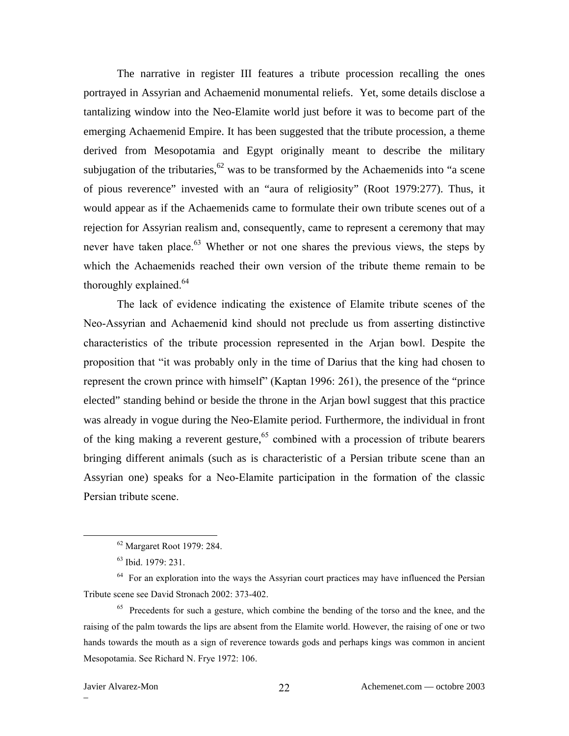The narrative in register III features a tribute procession recalling the ones portrayed in Assyrian and Achaemenid monumental reliefs. Yet, some details disclose a tantalizing window into the Neo-Elamite world just before it was to become part of the emerging Achaemenid Empire. It has been suggested that the tribute procession, a theme derived from Mesopotamia and Egypt originally meant to describe the military subjugation of the tributaries,[62] was to be transformed by the Achaemenids into "a scene of pious reverence" invested with an "aura of religiosity" (Root 1979:277). Thus, it would appear as if the Achaemenids came to formulate their own tribute scenes out of a rejection for Assyrian realism and, consequently, came to represent a ceremony that may never have taken place.[63] Whether or not one shares the previous views, the steps by which the Achaemenids reached their own version of the tribute theme remain to be thoroughly explained.[64]

The lack of evidence indicating the existence of Elamite tribute scenes of the Neo-Assyrian and Achaemenid kind should not preclude us from asserting distinctive characteristics of the tribute procession represented in the Arjan bowl. Despite the proposition that "it was probably only in the time of Darius that the king had chosen to represent the crown prince with himself" (Kaptan 1996: 261), the presence of the "prince elected" standing behind or beside the throne in the Arjan bowl suggest that this practice was already in vogue during the Neo-Elamite period. Furthermore, the individual in front of the king making a reverent gesture,[65] combined with a procession of tribute bearers bringing different animals (such as is characteristic of a Persian tribute scene than an Assyrian one) speaks for a Neo-Elamite participation in the formation of the classic Persian tribute scene.

---

[62] Margaret Root 1979: 284.

[63] Ibid. 1979: 231.

[64] For an exploration into the ways the Assyrian court practices may have influenced the Persian Tribute scene see David Stronach 2002: 373-402.

[65] Precedents for such a gesture, which combine the bending of the torso and the knee, and the raising of the palm towards the lips are absent from the Elamite world. However, the raising of one or two hands towards the mouth as a sign of reverence towards gods and perhaps kings was common in ancient Mesopotamia. See Richard N. Frye 1972: 106.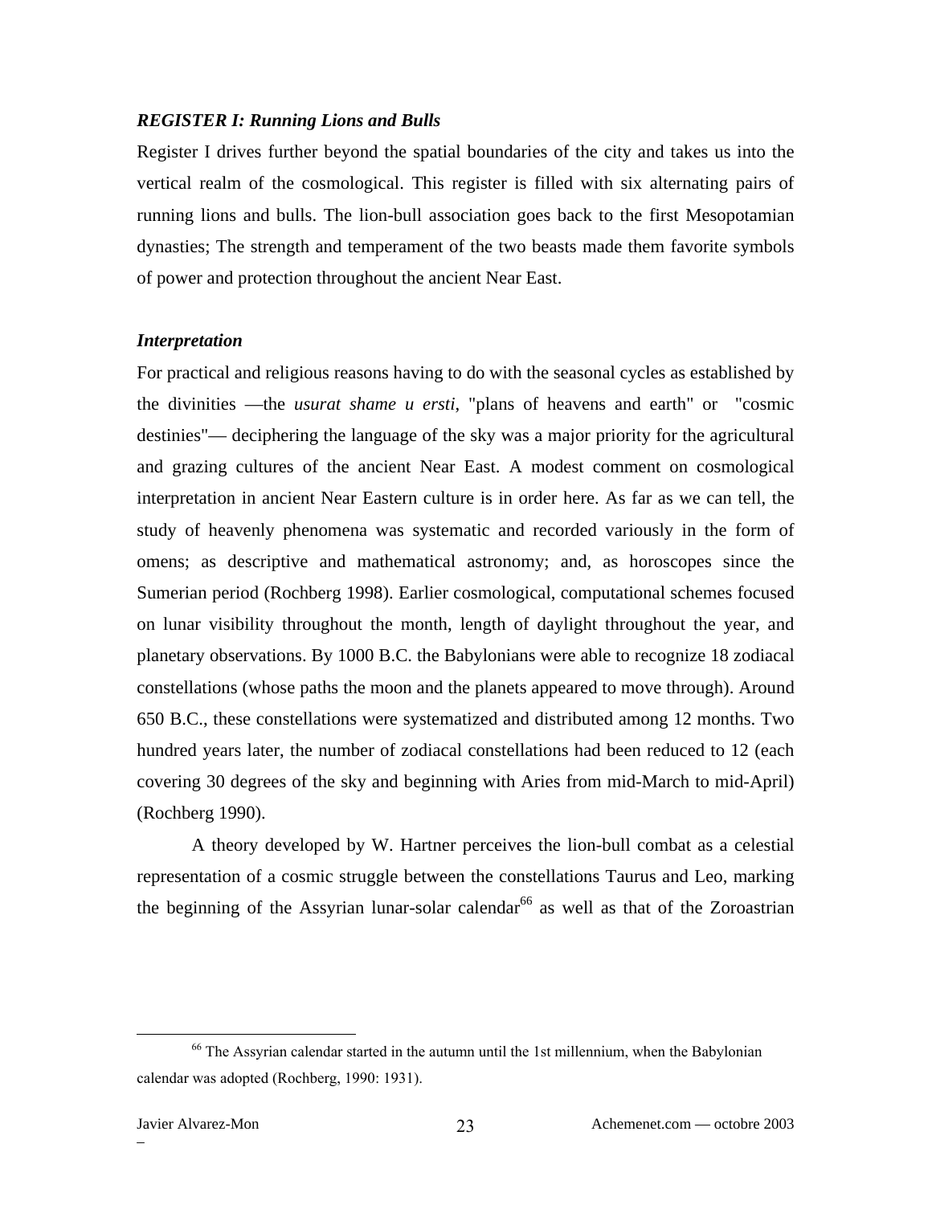***REGISTER I: Running Lions and Bulls***

Register I drives further beyond the spatial boundaries of the city and takes us into the vertical realm of the cosmological. This register is filled with six alternating pairs of running lions and bulls. The lion-bull association goes back to the first Mesopotamian dynasties; The strength and temperament of the two beasts made them favorite symbols of power and protection throughout the ancient Near East.

***Interpretation***

For practical and religious reasons having to do with the seasonal cycles as established by the divinities —the *usurat shame u ersti*, "plans of heavens and earth" or "cosmic destinies"— deciphering the language of the sky was a major priority for the agricultural and grazing cultures of the ancient Near East. A modest comment on cosmological interpretation in ancient Near Eastern culture is in order here. As far as we can tell, the study of heavenly phenomena was systematic and recorded variously in the form of omens; as descriptive and mathematical astronomy; and, as horoscopes since the Sumerian period (Rochberg 1998). Earlier cosmological, computational schemes focused on lunar visibility throughout the month, length of daylight throughout the year, and planetary observations. By 1000 B.C. the Babylonians were able to recognize 18 zodiacal constellations (whose paths the moon and the planets appeared to move through). Around 650 B.C., these constellations were systematized and distributed among 12 months. Two hundred years later, the number of zodiacal constellations had been reduced to 12 (each covering 30 degrees of the sky and beginning with Aries from mid-March to mid-April) (Rochberg 1990).

A theory developed by W. Hartner perceives the lion-bull combat as a celestial representation of a cosmic struggle between the constellations Taurus and Leo, marking the beginning of the Assyrian lunar-solar calendar[66] as well as that of the Zoroastrian

[66] The Assyrian calendar started in the autumn until the 1st millennium, when the Babylonian calendar was adopted (Rochberg, 1990: 1931).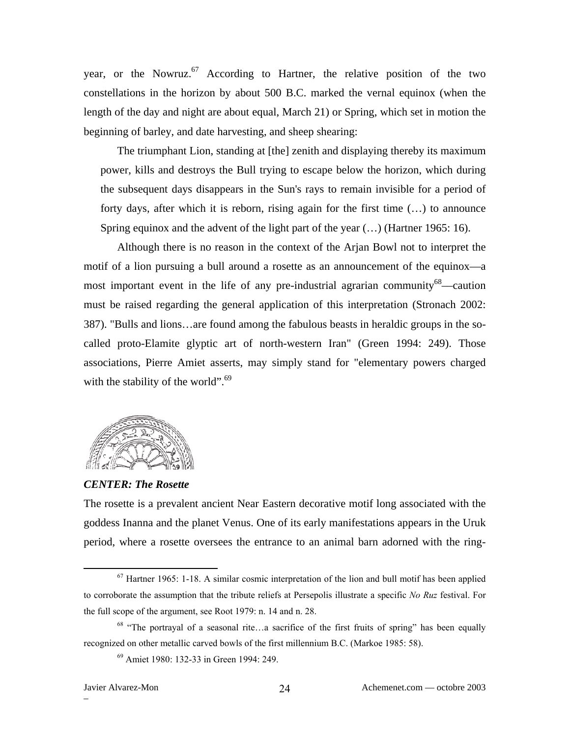year, or the Nowruz.[67] According to Hartner, the relative position of the two constellations in the horizon by about 500 B.C. marked the vernal equinox (when the length of the day and night are about equal, March 21) or Spring, which set in motion the beginning of barley, and date harvesting, and sheep shearing:

> The triumphant Lion, standing at [the] zenith and displaying thereby its maximum power, kills and destroys the Bull trying to escape below the horizon, which during the subsequent days disappears in the Sun's rays to remain invisible for a period of forty days, after which it is reborn, rising again for the first time (…) to announce Spring equinox and the advent of the light part of the year (…) (Hartner 1965: 16).

Although there is no reason in the context of the Arjan Bowl not to interpret the motif of a lion pursuing a bull around a rosette as an announcement of the equinox—a most important event in the life of any pre-industrial agrarian community[68]—caution must be raised regarding the general application of this interpretation (Stronach 2002: 387). "Bulls and lions…are found among the fabulous beasts in heraldic groups in the so-called proto-Elamite glyptic art of north-western Iran" (Green 1994: 249). Those associations, Pierre Amiet asserts, may simply stand for "elementary powers charged with the stability of the world".[69]

***CENTER: The Rosette***

The rosette is a prevalent ancient Near Eastern decorative motif long associated with the goddess Inanna and the planet Venus. One of its early manifestations appears in the Uruk period, where a rosette oversees the entrance to an animal barn adorned with the ring-

---

[67] Hartner 1965: 1-18. A similar cosmic interpretation of the lion and bull motif has been applied to corroborate the assumption that the tribute reliefs at Persepolis illustrate a specific *No Ruz* festival. For the full scope of the argument, see Root 1979: n. 14 and n. 28.

[68] "The portrayal of a seasonal rite…a sacrifice of the first fruits of spring" has been equally recognized on other metallic carved bowls of the first millennium B.C. (Markoe 1985: 58).

[69] Amiet 1980: 132-33 in Green 1994: 249.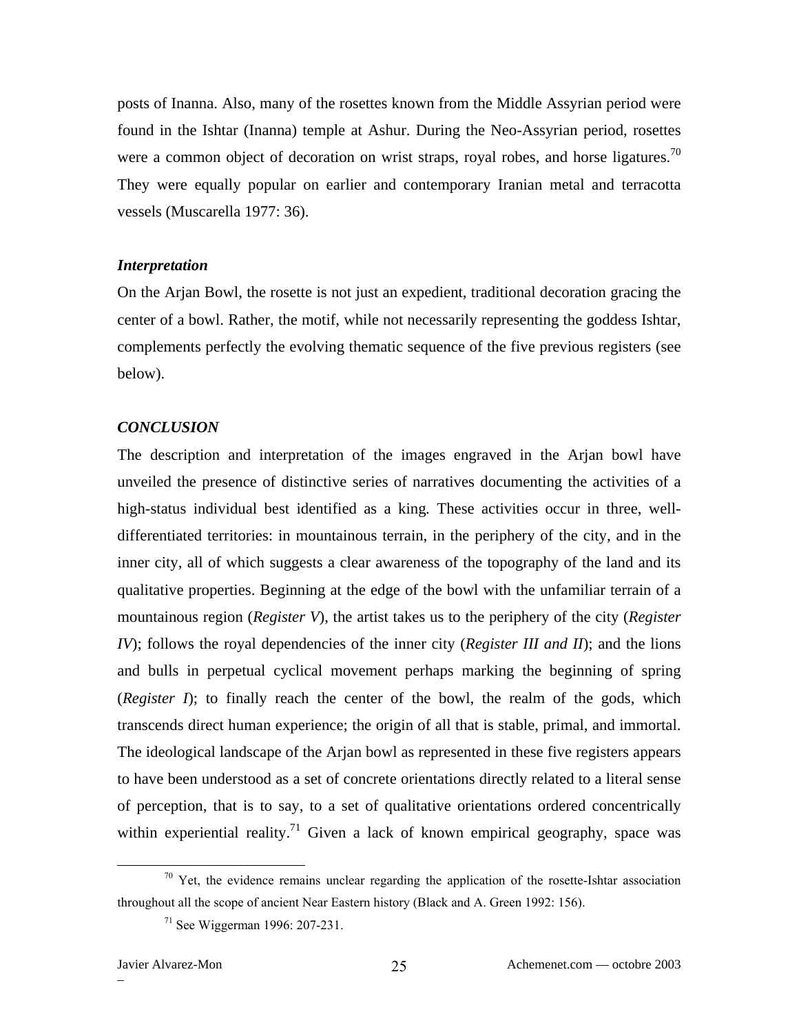posts of Inanna. Also, many of the rosettes known from the Middle Assyrian period were found in the Ishtar (Inanna) temple at Ashur. During the Neo-Assyrian period, rosettes were a common object of decoration on wrist straps, royal robes, and horse ligatures.[70] They were equally popular on earlier and contemporary Iranian metal and terracotta vessels (Muscarella 1977: 36).

### *Interpretation*

On the Arjan Bowl, the rosette is not just an expedient, traditional decoration gracing the center of a bowl. Rather, the motif, while not necessarily representing the goddess Ishtar, complements perfectly the evolving thematic sequence of the five previous registers (see below).

## *CONCLUSION*

The description and interpretation of the images engraved in the Arjan bowl have unveiled the presence of distinctive series of narratives documenting the activities of a high-status individual best identified as a king. These activities occur in three, well-differentiated territories: in mountainous terrain, in the periphery of the city, and in the inner city, all of which suggests a clear awareness of the topography of the land and its qualitative properties. Beginning at the edge of the bowl with the unfamiliar terrain of a mountainous region (*Register V*), the artist takes us to the periphery of the city (*Register IV*); follows the royal dependencies of the inner city (*Register III and II*); and the lions and bulls in perpetual cyclical movement perhaps marking the beginning of spring (*Register I*); to finally reach the center of the bowl, the realm of the gods, which transcends direct human experience; the origin of all that is stable, primal, and immortal. The ideological landscape of the Arjan bowl as represented in these five registers appears to have been understood as a set of concrete orientations directly related to a literal sense of perception, that is to say, to a set of qualitative orientations ordered concentrically within experiential reality.[71] Given a lack of known empirical geography, space was

---

[70] Yet, the evidence remains unclear regarding the application of the rosette-Ishtar association throughout all the scope of ancient Near Eastern history (Black and A. Green 1992: 156).

[71] See Wiggerman 1996: 207-231.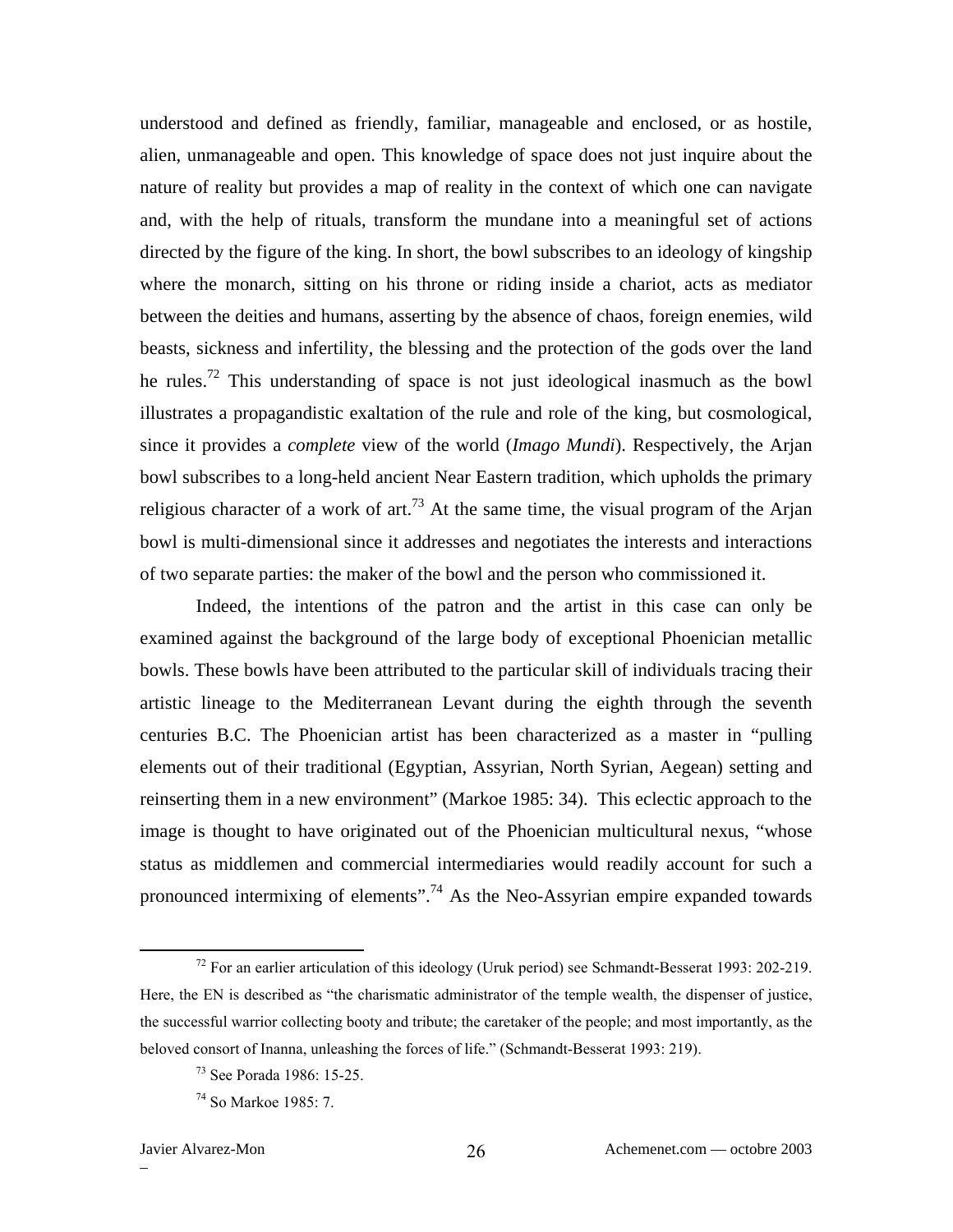understood and defined as friendly, familiar, manageable and enclosed, or as hostile, alien, unmanageable and open. This knowledge of space does not just inquire about the nature of reality but provides a map of reality in the context of which one can navigate and, with the help of rituals, transform the mundane into a meaningful set of actions directed by the figure of the king. In short, the bowl subscribes to an ideology of kingship where the monarch, sitting on his throne or riding inside a chariot, acts as mediator between the deities and humans, asserting by the absence of chaos, foreign enemies, wild beasts, sickness and infertility, the blessing and the protection of the gods over the land he rules.[72] This understanding of space is not just ideological inasmuch as the bowl illustrates a propagandistic exaltation of the rule and role of the king, but cosmological, since it provides a *complete* view of the world (*Imago Mundi*). Respectively, the Arjan bowl subscribes to a long-held ancient Near Eastern tradition, which upholds the primary religious character of a work of art.[73] At the same time, the visual program of the Arjan bowl is multi-dimensional since it addresses and negotiates the interests and interactions of two separate parties: the maker of the bowl and the person who commissioned it.

Indeed, the intentions of the patron and the artist in this case can only be examined against the background of the large body of exceptional Phoenician metallic bowls. These bowls have been attributed to the particular skill of individuals tracing their artistic lineage to the Mediterranean Levant during the eighth through the seventh centuries B.C. The Phoenician artist has been characterized as a master in "pulling elements out of their traditional (Egyptian, Assyrian, North Syrian, Aegean) setting and reinserting them in a new environment" (Markoe 1985: 34). This eclectic approach to the image is thought to have originated out of the Phoenician multicultural nexus, "whose status as middlemen and commercial intermediaries would readily account for such a pronounced intermixing of elements".[74] As the Neo-Assyrian empire expanded towards

---

[72] For an earlier articulation of this ideology (Uruk period) see Schmandt-Besserat 1993: 202-219. Here, the EN is described as "the charismatic administrator of the temple wealth, the dispenser of justice, the successful warrior collecting booty and tribute; the caretaker of the people; and most importantly, as the beloved consort of Inanna, unleashing the forces of life." (Schmandt-Besserat 1993: 219).

[73] See Porada 1986: 15-25.

[74] So Markoe 1985: 7.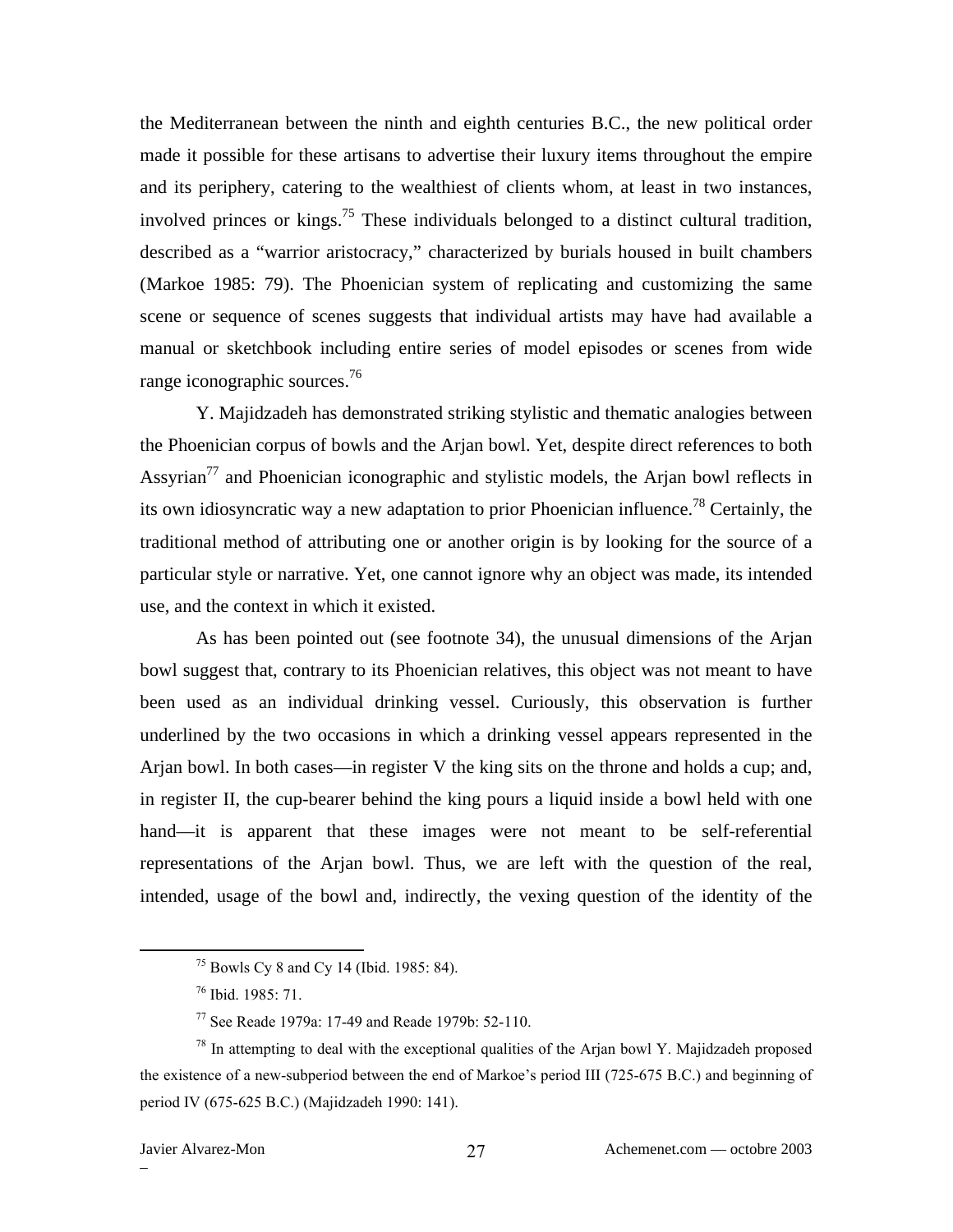the Mediterranean between the ninth and eighth centuries B.C., the new political order made it possible for these artisans to advertise their luxury items throughout the empire and its periphery, catering to the wealthiest of clients whom, at least in two instances, involved princes or kings.[75] These individuals belonged to a distinct cultural tradition, described as a "warrior aristocracy," characterized by burials housed in built chambers (Markoe 1985: 79). The Phoenician system of replicating and customizing the same scene or sequence of scenes suggests that individual artists may have had available a manual or sketchbook including entire series of model episodes or scenes from wide range iconographic sources.[76]

Y. Majidzadeh has demonstrated striking stylistic and thematic analogies between the Phoenician corpus of bowls and the Arjan bowl. Yet, despite direct references to both Assyrian[77] and Phoenician iconographic and stylistic models, the Arjan bowl reflects in its own idiosyncratic way a new adaptation to prior Phoenician influence.[78] Certainly, the traditional method of attributing one or another origin is by looking for the source of a particular style or narrative. Yet, one cannot ignore why an object was made, its intended use, and the context in which it existed.

As has been pointed out (see footnote 34), the unusual dimensions of the Arjan bowl suggest that, contrary to its Phoenician relatives, this object was not meant to have been used as an individual drinking vessel. Curiously, this observation is further underlined by the two occasions in which a drinking vessel appears represented in the Arjan bowl. In both cases—in register V the king sits on the throne and holds a cup; and, in register II, the cup-bearer behind the king pours a liquid inside a bowl held with one hand—it is apparent that these images were not meant to be self-referential representations of the Arjan bowl. Thus, we are left with the question of the real, intended, usage of the bowl and, indirectly, the vexing question of the identity of the

---

[75] Bowls Cy 8 and Cy 14 (Ibid. 1985: 84).

[76] Ibid. 1985: 71.

[77] See Reade 1979a: 17-49 and Reade 1979b: 52-110.

[78] In attempting to deal with the exceptional qualities of the Arjan bowl Y. Majidzadeh proposed the existence of a new-subperiod between the end of Markoe's period III (725-675 B.C.) and beginning of period IV (675-625 B.C.) (Majidzadeh 1990: 141).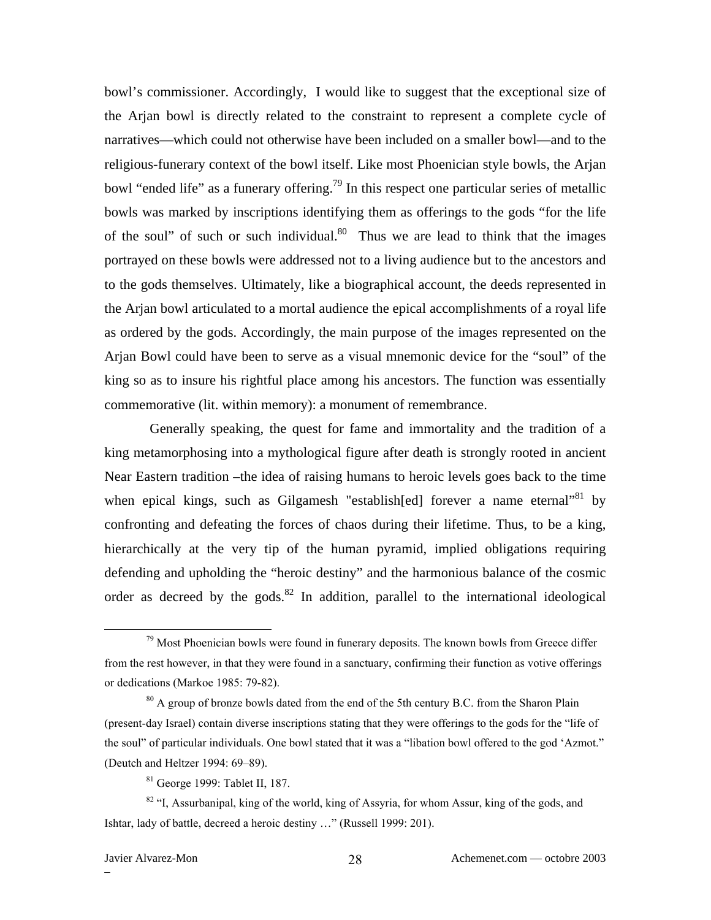bowl's commissioner. Accordingly, I would like to suggest that the exceptional size of the Arjan bowl is directly related to the constraint to represent a complete cycle of narratives—which could not otherwise have been included on a smaller bowl—and to the religious-funerary context of the bowl itself. Like most Phoenician style bowls, the Arjan bowl "ended life" as a funerary offering.[79] In this respect one particular series of metallic bowls was marked by inscriptions identifying them as offerings to the gods "for the life of the soul" of such or such individual.[80] Thus we are lead to think that the images portrayed on these bowls were addressed not to a living audience but to the ancestors and to the gods themselves. Ultimately, like a biographical account, the deeds represented in the Arjan bowl articulated to a mortal audience the epical accomplishments of a royal life as ordered by the gods. Accordingly, the main purpose of the images represented on the Arjan Bowl could have been to serve as a visual mnemonic device for the "soul" of the king so as to insure his rightful place among his ancestors. The function was essentially commemorative (lit. within memory): a monument of remembrance.

Generally speaking, the quest for fame and immortality and the tradition of a king metamorphosing into a mythological figure after death is strongly rooted in ancient Near Eastern tradition –the idea of raising humans to heroic levels goes back to the time when epical kings, such as Gilgamesh "establish[ed] forever a name eternal"[81] by confronting and defeating the forces of chaos during their lifetime. Thus, to be a king, hierarchically at the very tip of the human pyramid, implied obligations requiring defending and upholding the "heroic destiny" and the harmonious balance of the cosmic order as decreed by the gods.[82] In addition, parallel to the international ideological

---

[79] Most Phoenician bowls were found in funerary deposits. The known bowls from Greece differ from the rest however, in that they were found in a sanctuary, confirming their function as votive offerings or dedications (Markoe 1985: 79-82).

[80] A group of bronze bowls dated from the end of the 5th century B.C. from the Sharon Plain (present-day Israel) contain diverse inscriptions stating that they were offerings to the gods for the "life of the soul" of particular individuals. One bowl stated that it was a "libation bowl offered to the god 'Azmot." (Deutch and Heltzer 1994: 69–89).

[81] George 1999: Tablet II, 187.

[82] "I, Assurbanipal, king of the world, king of Assyria, for whom Assur, king of the gods, and Ishtar, lady of battle, decreed a heroic destiny …" (Russell 1999: 201).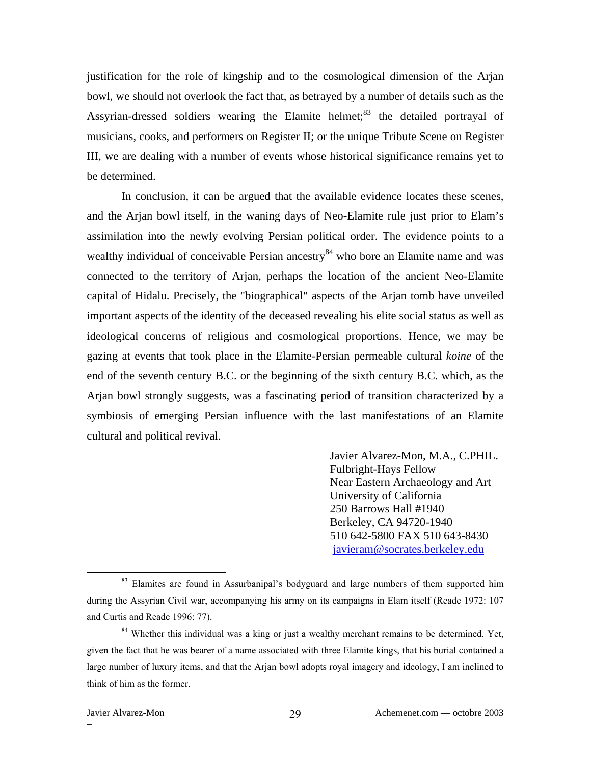justification for the role of kingship and to the cosmological dimension of the Arjan bowl, we should not overlook the fact that, as betrayed by a number of details such as the Assyrian-dressed soldiers wearing the Elamite helmet;[83] the detailed portrayal of musicians, cooks, and performers on Register II; or the unique Tribute Scene on Register III, we are dealing with a number of events whose historical significance remains yet to be determined.

In conclusion, it can be argued that the available evidence locates these scenes, and the Arjan bowl itself, in the waning days of Neo-Elamite rule just prior to Elam's assimilation into the newly evolving Persian political order. The evidence points to a wealthy individual of conceivable Persian ancestry[84] who bore an Elamite name and was connected to the territory of Arjan, perhaps the location of the ancient Neo-Elamite capital of Hidalu. Precisely, the "biographical" aspects of the Arjan tomb have unveiled important aspects of the identity of the deceased revealing his elite social status as well as ideological concerns of religious and cosmological proportions. Hence, we may be gazing at events that took place in the Elamite-Persian permeable cultural *koine* of the end of the seventh century B.C. or the beginning of the sixth century B.C. which, as the Arjan bowl strongly suggests, was a fascinating period of transition characterized by a symbiosis of emerging Persian influence with the last manifestations of an Elamite cultural and political revival.

Javier Alvarez-Mon, M.A., C.PHIL.
Fulbright-Hays Fellow
Near Eastern Archaeology and Art
University of California
250 Barrows Hall #1940
Berkeley, CA 94720-1940
510 642-5800 FAX 510 643-8430
javieram@socrates.berkeley.edu

---

[83] Elamites are found in Assurbanipal's bodyguard and large numbers of them supported him during the Assyrian Civil war, accompanying his army on its campaigns in Elam itself (Reade 1972: 107 and Curtis and Reade 1996: 77).

[84] Whether this individual was a king or just a wealthy merchant remains to be determined. Yet, given the fact that he was bearer of a name associated with three Elamite kings, that his burial contained a large number of luxury items, and that the Arjan bowl adopts royal imagery and ideology, I am inclined to think of him as the former.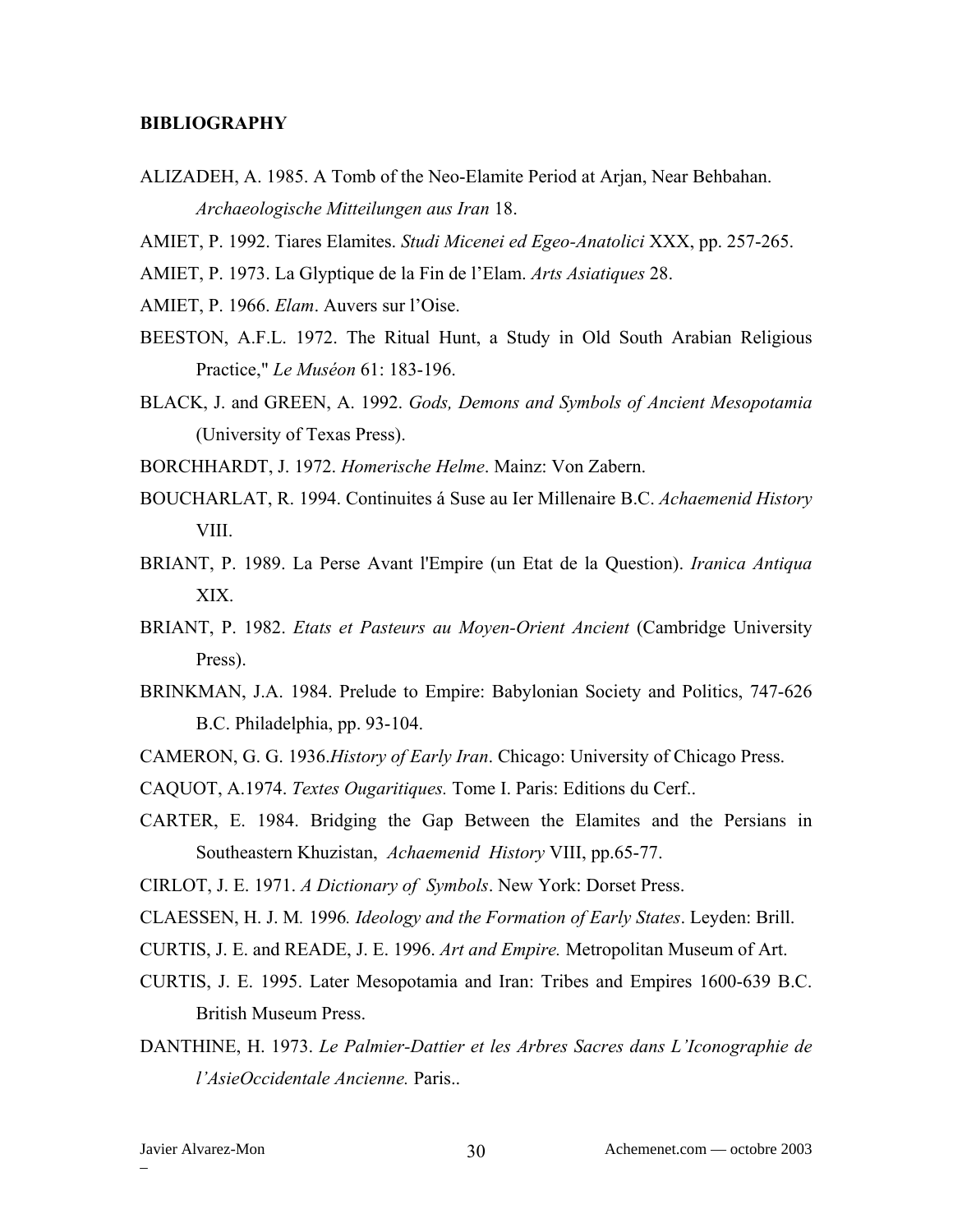**BIBLIOGRAPHY**

ALIZADEH, A. 1985. A Tomb of the Neo-Elamite Period at Arjan, Near Behbahan. *Archaeologische Mitteilungen aus Iran* 18.

AMIET, P. 1992. Tiares Elamites. *Studi Micenei ed Egeo-Anatolici* XXX, pp. 257-265.

AMIET, P. 1973. La Glyptique de la Fin de l'Elam. *Arts Asiatiques* 28.

AMIET, P. 1966. *Elam*. Auvers sur l'Oise.

BEESTON, A.F.L. 1972. The Ritual Hunt, a Study in Old South Arabian Religious Practice," *Le Muséon* 61: 183-196.

BLACK, J. and GREEN, A. 1992. *Gods, Demons and Symbols of Ancient Mesopotamia* (University of Texas Press).

BORCHHARDT, J. 1972. *Homerische Helme*. Mainz: Von Zabern.

BOUCHARLAT, R. 1994. Continuites á Suse au Ier Millenaire B.C. *Achaemenid History* VIII.

BRIANT, P. 1989. La Perse Avant l'Empire (un Etat de la Question). *Iranica Antiqua* XIX.

BRIANT, P. 1982. *Etats et Pasteurs au Moyen-Orient Ancient* (Cambridge University Press).

BRINKMAN, J.A. 1984. Prelude to Empire: Babylonian Society and Politics, 747-626 B.C. Philadelphia, pp. 93-104.

CAMERON, G. G. 1936.*History of Early Iran*. Chicago: University of Chicago Press.

CAQUOT, A.1974. *Textes Ougaritiques.* Tome I. Paris: Editions du Cerf..

CARTER, E. 1984. Bridging the Gap Between the Elamites and the Persians in Southeastern Khuzistan, *Achaemenid History* VIII, pp.65-77.

CIRLOT, J. E. 1971. *A Dictionary of Symbols*. New York: Dorset Press.

CLAESSEN, H. J. M. 1996*. Ideology and the Formation of Early States*. Leyden: Brill.

CURTIS, J. E. and READE, J. E. 1996. *Art and Empire.* Metropolitan Museum of Art.

CURTIS, J. E. 1995. Later Mesopotamia and Iran: Tribes and Empires 1600-639 B.C. British Museum Press.

DANTHINE, H. 1973. *Le Palmier-Dattier et les Arbres Sacres dans L'Iconographie de l'AsieOccidentale Ancienne.* Paris..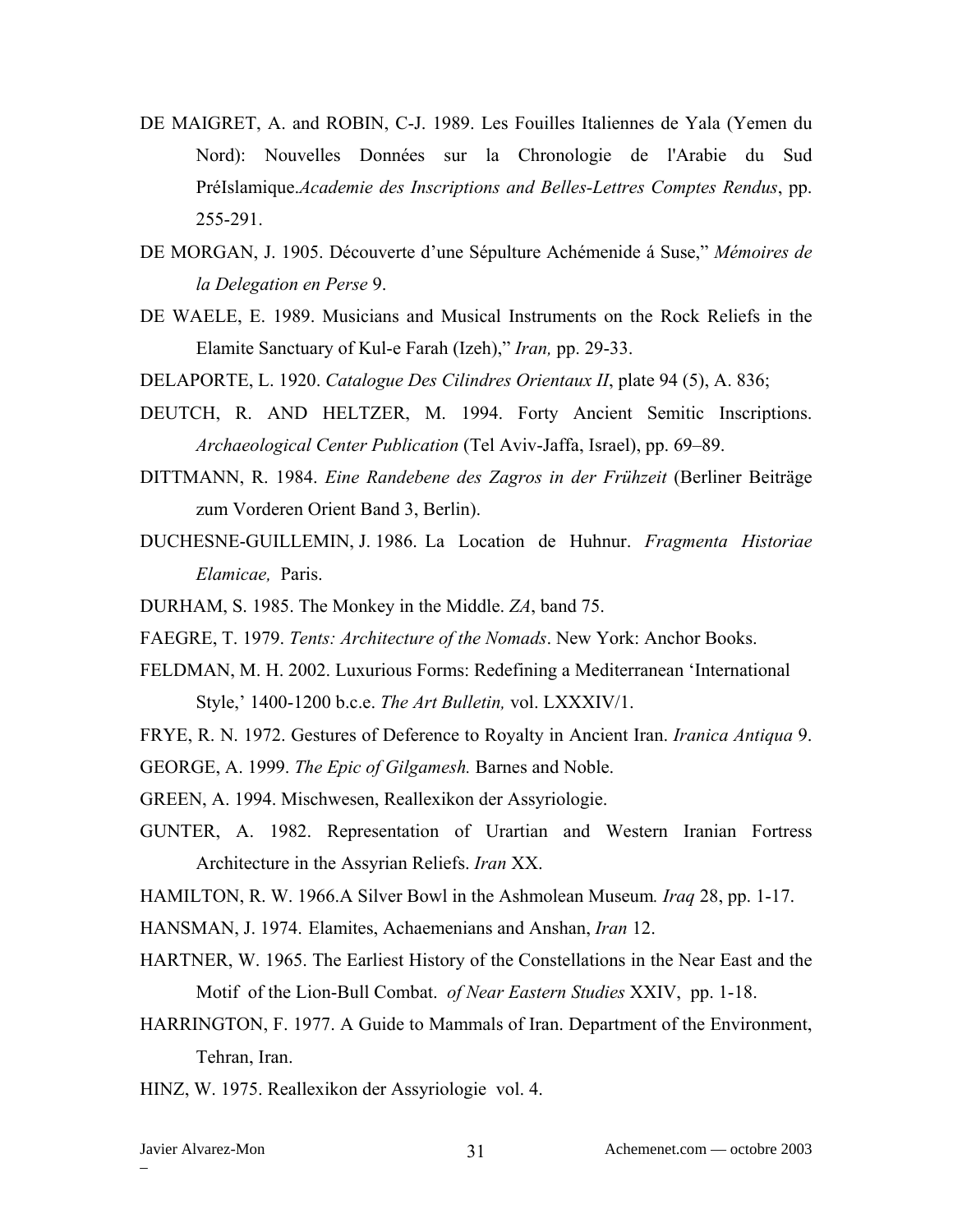DE MAIGRET, A. and ROBIN, C-J. 1989. Les Fouilles Italiennes de Yala (Yemen du Nord): Nouvelles Données sur la Chronologie de l'Arabie du Sud PréIslamique.*Academie des Inscriptions and Belles-Lettres Comptes Rendus*, pp. 255-291.

DE MORGAN, J. 1905. Découverte d'une Sépulture Achémenide á Suse," *Mémoires de la Delegation en Perse* 9.

DE WAELE, E. 1989. Musicians and Musical Instruments on the Rock Reliefs in the Elamite Sanctuary of Kul-e Farah (Izeh)," *Iran,* pp. 29-33.

DELAPORTE, L. 1920. *Catalogue Des Cilindres Orientaux II*, plate 94 (5), A. 836;

DEUTCH, R. AND HELTZER, M. 1994. Forty Ancient Semitic Inscriptions. *Archaeological Center Publication* (Tel Aviv-Jaffa, Israel), pp. 69–89.

DITTMANN, R. 1984. *Eine Randebene des Zagros in der Frühzeit* (Berliner Beiträge zum Vorderen Orient Band 3, Berlin).

DUCHESNE-GUILLEMIN, J. 1986. La Location de Huhnur. *Fragmenta Historiae Elamicae,* Paris.

DURHAM, S. 1985. The Monkey in the Middle. *ZA*, band 75.

FAEGRE, T. 1979. *Tents: Architecture of the Nomads*. New York: Anchor Books.

FELDMAN, M. H. 2002. Luxurious Forms: Redefining a Mediterranean 'International Style,' 1400-1200 b.c.e. *The Art Bulletin,* vol. LXXXIV/1.

FRYE, R. N. 1972. Gestures of Deference to Royalty in Ancient Iran. *Iranica Antiqua* 9.

GEORGE, A. 1999. *The Epic of Gilgamesh.* Barnes and Noble.

GREEN, A. 1994. Mischwesen, Reallexikon der Assyriologie.

GUNTER, A. 1982. Representation of Urartian and Western Iranian Fortress Architecture in the Assyrian Reliefs. *Iran* XX.

HAMILTON, R. W. 1966.A Silver Bowl in the Ashmolean Museum*. Iraq* 28, pp. 1-17.

HANSMAN, J. 1974. Elamites, Achaemenians and Anshan, *Iran* 12.

HARTNER, W. 1965. The Earliest History of the Constellations in the Near East and the Motif of the Lion-Bull Combat. *of Near Eastern Studies* XXIV, pp. 1-18.

HARRINGTON, F. 1977. A Guide to Mammals of Iran. Department of the Environment, Tehran, Iran.

HINZ, W. 1975. Reallexikon der Assyriologie vol. 4.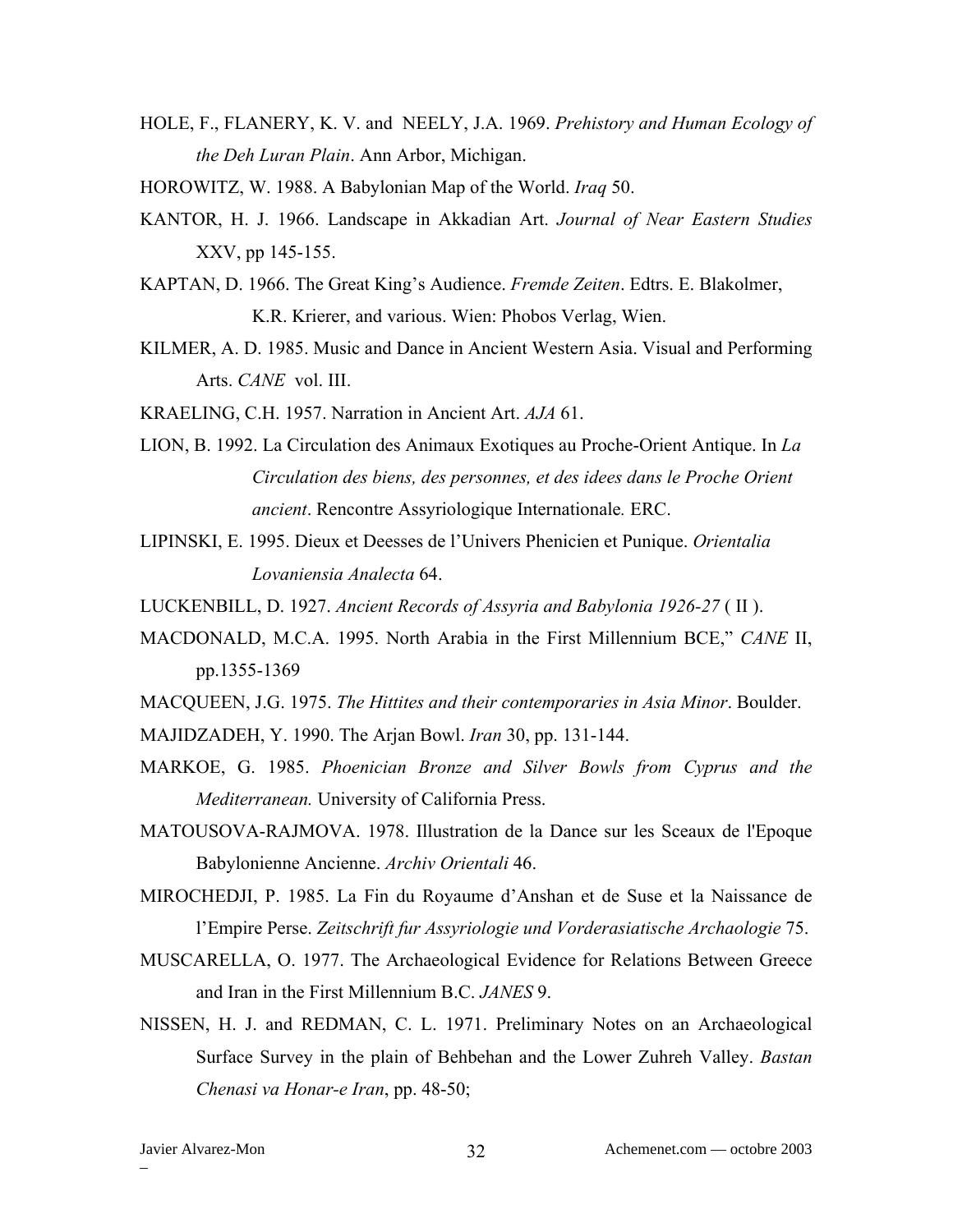HOLE, F., FLANERY, K. V. and NEELY, J.A. 1969. *Prehistory and Human Ecology of the Deh Luran Plain*. Ann Arbor, Michigan.

HOROWITZ, W. 1988. A Babylonian Map of the World. *Iraq* 50.

KANTOR, H. J. 1966. Landscape in Akkadian Art. *Journal of Near Eastern Studies* XXV, pp 145-155.

KAPTAN, D. 1966. The Great King's Audience. *Fremde Zeiten*. Edtrs. E. Blakolmer, K.R. Krierer, and various. Wien: Phobos Verlag, Wien.

KILMER, A. D. 1985. Music and Dance in Ancient Western Asia. Visual and Performing Arts. *CANE* vol. III.

KRAELING, C.H. 1957. Narration in Ancient Art. *AJA* 61.

LION, B. 1992. La Circulation des Animaux Exotiques au Proche-Orient Antique. In *La Circulation des biens, des personnes, et des idees dans le Proche Orient ancient*. Rencontre Assyriologique Internationale*.* ERC.

LIPINSKI, E. 1995. Dieux et Deesses de l'Univers Phenicien et Punique. *Orientalia Lovaniensia Analecta* 64.

LUCKENBILL, D. 1927. *Ancient Records of Assyria and Babylonia 1926-27* ( II ).

MACDONALD, M.C.A. 1995. North Arabia in the First Millennium BCE," *CANE* II, pp.1355-1369

MACQUEEN, J.G. 1975. *The Hittites and their contemporaries in Asia Minor*. Boulder.

MAJIDZADEH, Y. 1990. The Arjan Bowl. *Iran* 30, pp. 131-144.

MARKOE, G. 1985. *Phoenician Bronze and Silver Bowls from Cyprus and the Mediterranean.* University of California Press.

MATOUSOVA-RAJMOVA. 1978. Illustration de la Dance sur les Sceaux de l'Epoque Babylonienne Ancienne. *Archiv Orientali* 46.

MIROCHEDJI, P. 1985. La Fin du Royaume d'Anshan et de Suse et la Naissance de l'Empire Perse. *Zeitschrift fur Assyriologie und Vorderasiatische Archaologie* 75.

MUSCARELLA, O. 1977. The Archaeological Evidence for Relations Between Greece and Iran in the First Millennium B.C. *JANES* 9.

NISSEN, H. J. and REDMAN, C. L. 1971. Preliminary Notes on an Archaeological Surface Survey in the plain of Behbehan and the Lower Zuhreh Valley. *Bastan Chenasi va Honar-e Iran*, pp. 48-50;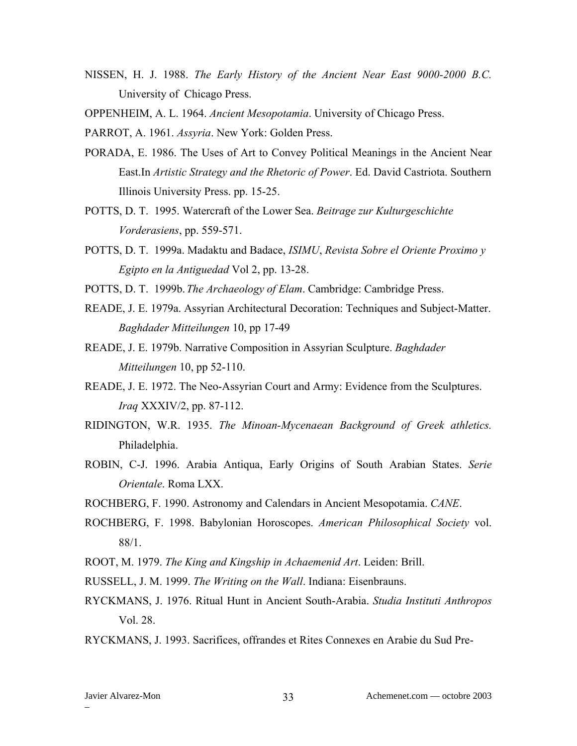NISSEN, H. J. 1988. *The Early History of the Ancient Near East 9000-2000 B.C.* University of Chicago Press.

OPPENHEIM, A. L. 1964. *Ancient Mesopotamia*. University of Chicago Press.

PARROT, A. 1961. *Assyria*. New York: Golden Press.

PORADA, E. 1986. The Uses of Art to Convey Political Meanings in the Ancient Near East.In *Artistic Strategy and the Rhetoric of Power*. Ed. David Castriota. Southern Illinois University Press. pp. 15-25.

POTTS, D. T. 1995. Watercraft of the Lower Sea. *Beitrage zur Kulturgeschichte Vorderasiens*, pp. 559-571.

POTTS, D. T. 1999a. Madaktu and Badace, *ISIMU*, *Revista Sobre el Oriente Proximo y Egipto en la Antiguedad* Vol 2, pp. 13-28.

POTTS, D. T. 1999b. *The Archaeology of Elam*. Cambridge: Cambridge Press.

READE, J. E. 1979a. Assyrian Architectural Decoration: Techniques and Subject-Matter. *Baghdader Mitteilungen* 10, pp 17-49

READE, J. E. 1979b. Narrative Composition in Assyrian Sculpture. *Baghdader Mitteilungen* 10, pp 52-110.

READE, J. E. 1972. The Neo-Assyrian Court and Army: Evidence from the Sculptures. *Iraq* XXXIV/2, pp. 87-112.

RIDINGTON, W.R. 1935. *The Minoan-Mycenaean Background of Greek athletics.* Philadelphia.

ROBIN, C-J. 1996. Arabia Antiqua, Early Origins of South Arabian States. *Serie Orientale*. Roma LXX.

ROCHBERG, F. 1990. Astronomy and Calendars in Ancient Mesopotamia. *CANE*.

ROCHBERG, F. 1998. Babylonian Horoscopes. *American Philosophical Society* vol. 88/1.

ROOT, M. 1979. *The King and Kingship in Achaemenid Art*. Leiden: Brill.

RUSSELL, J. M. 1999. *The Writing on the Wall*. Indiana: Eisenbrauns.

RYCKMANS, J. 1976. Ritual Hunt in Ancient South-Arabia. *Studia Instituti Anthropos* Vol. 28.

RYCKMANS, J. 1993. Sacrifices, offrandes et Rites Connexes en Arabie du Sud Pre-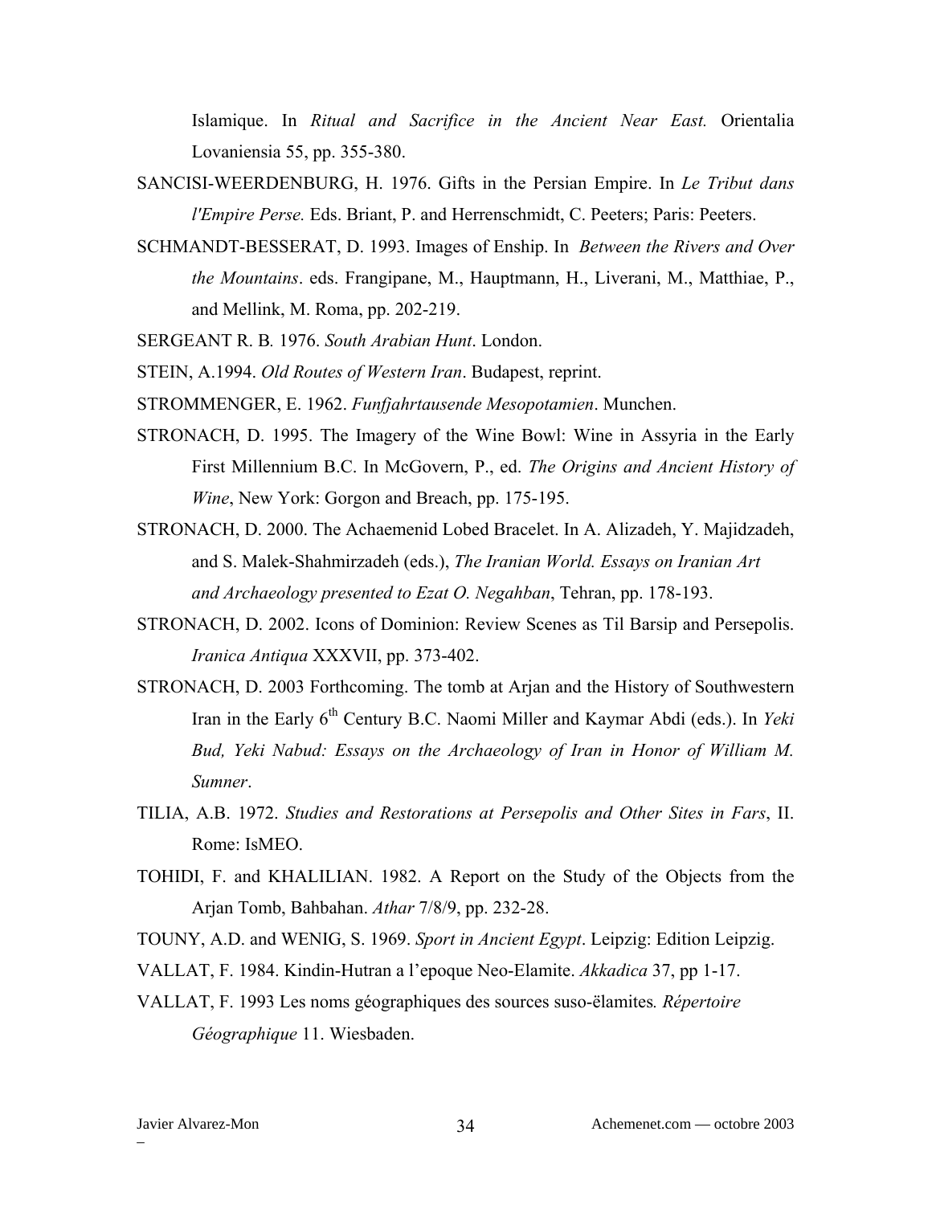Islamique. In *Ritual and Sacrifice in the Ancient Near East.* Orientalia Lovaniensia 55, pp. 355-380.

SANCISI-WEERDENBURG, H. 1976. Gifts in the Persian Empire. In *Le Tribut dans l'Empire Perse.* Eds. Briant, P. and Herrenschmidt, C. Peeters; Paris: Peeters.

SCHMANDT-BESSERAT, D. 1993. Images of Enship. In *Between the Rivers and Over the Mountains*. eds. Frangipane, M., Hauptmann, H., Liverani, M., Matthiae, P., and Mellink, M. Roma, pp. 202-219.

SERGEANT R. B*.* 1976. *South Arabian Hunt*. London.

STEIN, A.1994. *Old Routes of Western Iran*. Budapest, reprint.

STROMMENGER, E. 1962. *Funfjahrtausende Mesopotamien*. Munchen.

STRONACH, D. 1995. The Imagery of the Wine Bowl: Wine in Assyria in the Early First Millennium B.C. In McGovern, P., ed. *The Origins and Ancient History of Wine*, New York: Gorgon and Breach, pp. 175-195.

STRONACH, D. 2000. The Achaemenid Lobed Bracelet. In A. Alizadeh, Y. Majidzadeh, and S. Malek-Shahmirzadeh (eds.), *The Iranian World. Essays on Iranian Art and Archaeology presented to Ezat O. Negahban*, Tehran, pp. 178-193.

STRONACH, D. 2002. Icons of Dominion: Review Scenes as Til Barsip and Persepolis. *Iranica Antiqua* XXXVII, pp. 373-402.

STRONACH, D. 2003 Forthcoming. The tomb at Arjan and the History of Southwestern Iran in the Early 6th Century B.C. Naomi Miller and Kaymar Abdi (eds.). In *Yeki Bud, Yeki Nabud: Essays on the Archaeology of Iran in Honor of William M. Sumner*.

TILIA, A.B. 1972. *Studies and Restorations at Persepolis and Other Sites in Fars*, II. Rome: IsMEO.

TOHIDI, F. and KHALILIAN. 1982. A Report on the Study of the Objects from the Arjan Tomb, Bahbahan. *Athar* 7/8/9, pp. 232-28.

TOUNY, A.D. and WENIG, S. 1969. *Sport in Ancient Egypt*. Leipzig: Edition Leipzig.

VALLAT, F. 1984. Kindin-Hutran a l'epoque Neo-Elamite. *Akkadica* 37, pp 1-17.

VALLAT, F. 1993 Les noms géographiques des sources suso-ëlamites*. Répertoire Géographique* 11. Wiesbaden.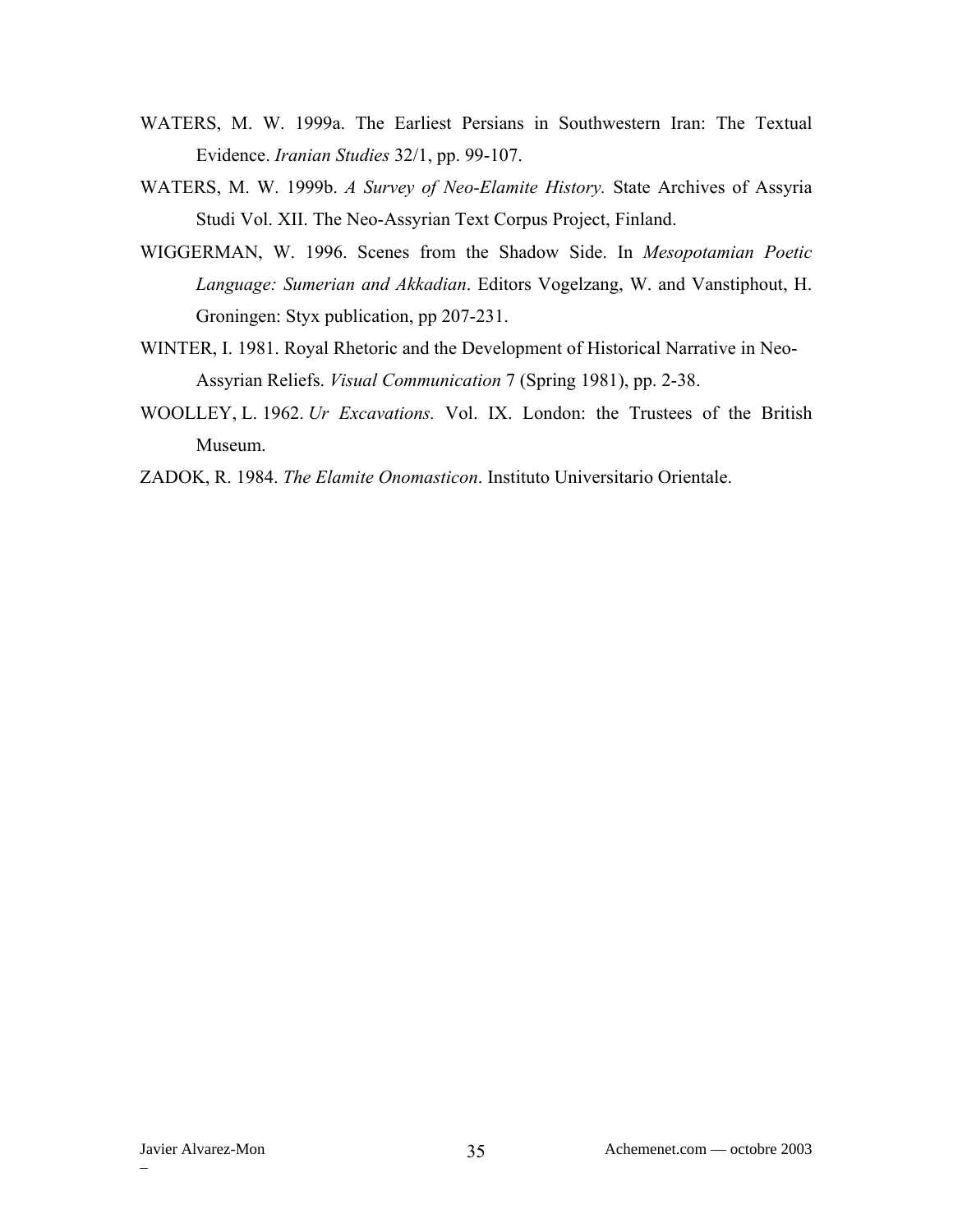WATERS, M. W. 1999a. The Earliest Persians in Southwestern Iran: The Textual Evidence. *Iranian Studies* 32/1, pp. 99-107.

WATERS, M. W. 1999b. *A Survey of Neo-Elamite History.* State Archives of Assyria Studi Vol. XII. The Neo-Assyrian Text Corpus Project, Finland.

WIGGERMAN, W. 1996. Scenes from the Shadow Side. In *Mesopotamian Poetic Language: Sumerian and Akkadian*. Editors Vogelzang, W. and Vanstiphout, H. Groningen: Styx publication, pp 207-231.

WINTER, I. 1981. Royal Rhetoric and the Development of Historical Narrative in Neo-Assyrian Reliefs. *Visual Communication* 7 (Spring 1981), pp. 2-38.

WOOLLEY, L. 1962. *Ur Excavations.* Vol. IX. London: the Trustees of the British Museum.

ZADOK, R. 1984. *The Elamite Onomasticon*. Instituto Universitario Orientale.